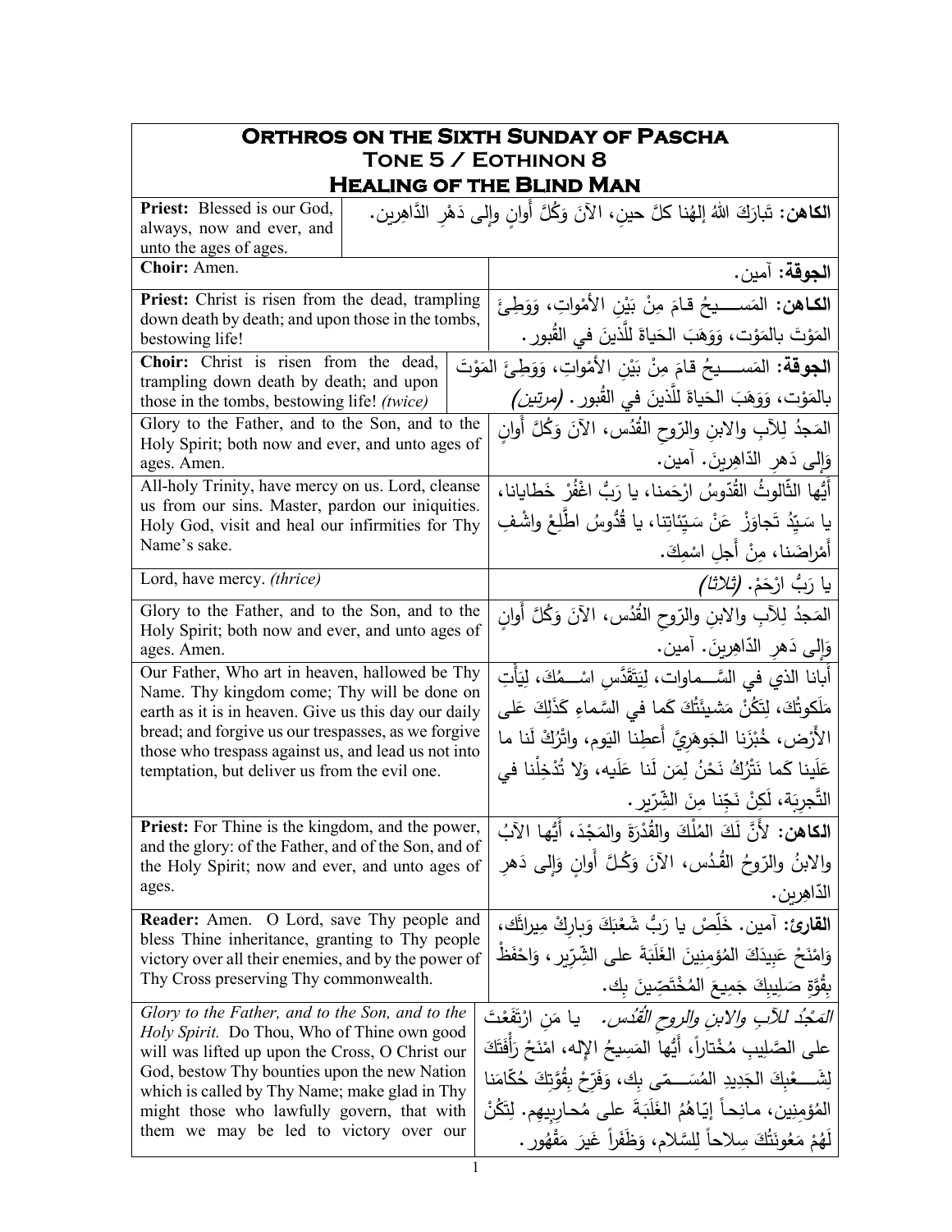# Orthros on the Sixth Sunday of Pascha
## Tone 5 / Eothinon 8
## Healing of the Blind Man

| English | Arabic |
|---|---|
| **Priest:** Blessed is our God, always, now and ever, and unto the ages of ages. | **الكاهن:** تَبارَكَ اللهُ إلهُنا كلَّ حينٍ، الآنَ وَكُلَّ أَوانٍ وإلى دَهْرِ الدَّاهِرين. |
| **Choir:** Amen. | **الجوقة:** آمين. |
| **Priest:** Christ is risen from the dead, trampling down death by death; and upon those in the tombs, bestowing life! | **الكاهن:** المَسـيحُ قامَ مِنْ بَيْنِ الأمْواتِ، وَوَطِئَ المَوْتَ بالمَوْت، وَوَهَبَ الحَياةَ للَّذينَ في القُبور. |
| **Choir:** Christ is risen from the dead, trampling down death by death; and upon those in the tombs, bestowing life! *(twice)* | **الجوقة:** المَسـيحُ قامَ مِنْ بَيْنِ الأمْواتِ، وَوَطِئَ المَوْتَ بالمَوْت، وَوَهَبَ الحَياةَ للَّذينَ في القُبور. *(مرتين)* |
| Glory to the Father, and to the Son, and to the Holy Spirit; both now and ever, and unto ages of ages. Amen. | المَجدُ لِلآبِ والابنِ والرّوحِ القُدُس، الآنَ وَكُلَّ أَوانٍ وَإِلى دَهرِ الدّاهِرينَ. آمين. |
| All-holy Trinity, have mercy on us. Lord, cleanse us from our sins. Master, pardon our iniquities. Holy God, visit and heal our infirmities for Thy Name's sake. | أَيُّها الثّالوثُ القُدّوسُ ارْحَمنا، يا رَبُّ اغْفُرْ خَطايانا، يا سَيِّدُ تَجاوَزْ عَنْ سَيِّئاتِنا، يا قُدُّوسُ اطَّلِعْ واشْفِ أَمْراضَنا، مِنْ أَجلِ اسْمِكَ. |
| Lord, have mercy. *(thrice)* | يا رَبُّ ارْحَمْ. *(ثلاثاً)* |
| Glory to the Father, and to the Son, and to the Holy Spirit; both now and ever, and unto ages of ages. Amen. | المَجدُ لِلآبِ والابنِ والرّوحِ القُدُس، الآنَ وَكُلَّ أَوانٍ وَإِلى دَهرِ الدّاهِرينَ. آمين. |
| Our Father, Who art in heaven, hallowed be Thy Name. Thy kingdom come; Thy will be done on earth as it is in heaven. Give us this day our daily bread; and forgive us our trespasses, as we forgive those who trespass against us, and lead us not into temptation, but deliver us from the evil one. | أَبانا الذي في السَّـماوات، لِيَتَقَدَّسِ اسْـمُكَ، لِيَأْتِ مَلَكوتُكَ، لِتَكُنْ مَشيئَتُكَ كَما في السَّماءِ كَذَلِكَ عَلى الأَرْض، خُبْزَنا الجَوهَرِيَّ أَعطِنا اليَوم، واتْرُكْ لَنا ما عَلَينا كَما نَتْرُكُ نَحْنُ لِمَن لَنا عَلَيه، وَلا تُدْخِلْنا في التَّجرِبَة، لَكِنْ نَجِّنا مِنَ الشِّرّير. |
| **Priest:** For Thine is the kingdom, and the power, and the glory: of the Father, and of the Son, and of the Holy Spirit; now and ever, and unto ages of ages. | **الكاهن:** لأَنَّ لَكَ المُلْكَ والقُدْرَةَ والمَجْدَ، أَيُّها الآبُ والابنُ والرّوحُ القُدُس، الآنَ وَكُلَّ أَوانٍ وَإِلى دَهرِ الدّاهِرين. |
| **Reader:** Amen. O Lord, save Thy people and bless Thine inheritance, granting to Thy people victory over all their enemies, and by the power of Thy Cross preserving Thy commonwealth. | **القارئ:** آمين. خَلِّصْ يا رَبُّ شَعْبَكَ وَبارِكْ مِيراثَك، وَامْنَحْ عَبِيدَكَ المُؤمِنِينَ الغَلَبَةَ على الشِّرّير، وَاحْفَظْ بِقُوَّةِ صَلِيبِكَ جَمِيعَ المُخْتَصِّينَ بِك. |
| *Glory to the Father, and to the Son, and to the Holy Spirit.* Do Thou, Who of Thine own good will was lifted up upon the Cross, O Christ our God, bestow Thy bounties upon the new Nation which is called by Thy Name; make glad in Thy might those who lawfully govern, that with them we may be led to victory over our | *المَجْدُ للآبِ والابنِ والروحِ القُدُس.* يا مَنِ ارْتَفَعْتَ على الصَّلِيبِ مُخْتاراً، أَيُّها المَسِيحُ الإله، امْنَحْ رَأْفَتَكَ لِشَـعْبِكَ الجَدِيدِ المُسَـمّى بِك، وَفَرِّحْ بِقُوَّتِكَ حُكّامَنا المُؤمِنِين، مانِحاً إيّاهُمُ الغَلَبَةَ على مُحارِبِيهِم. لِتَكُنْ لَهُمْ مَعُونَتُكَ سِلاحاً لِلسَّلام، وَظَفَراً غَيرَ مَقْهُور. |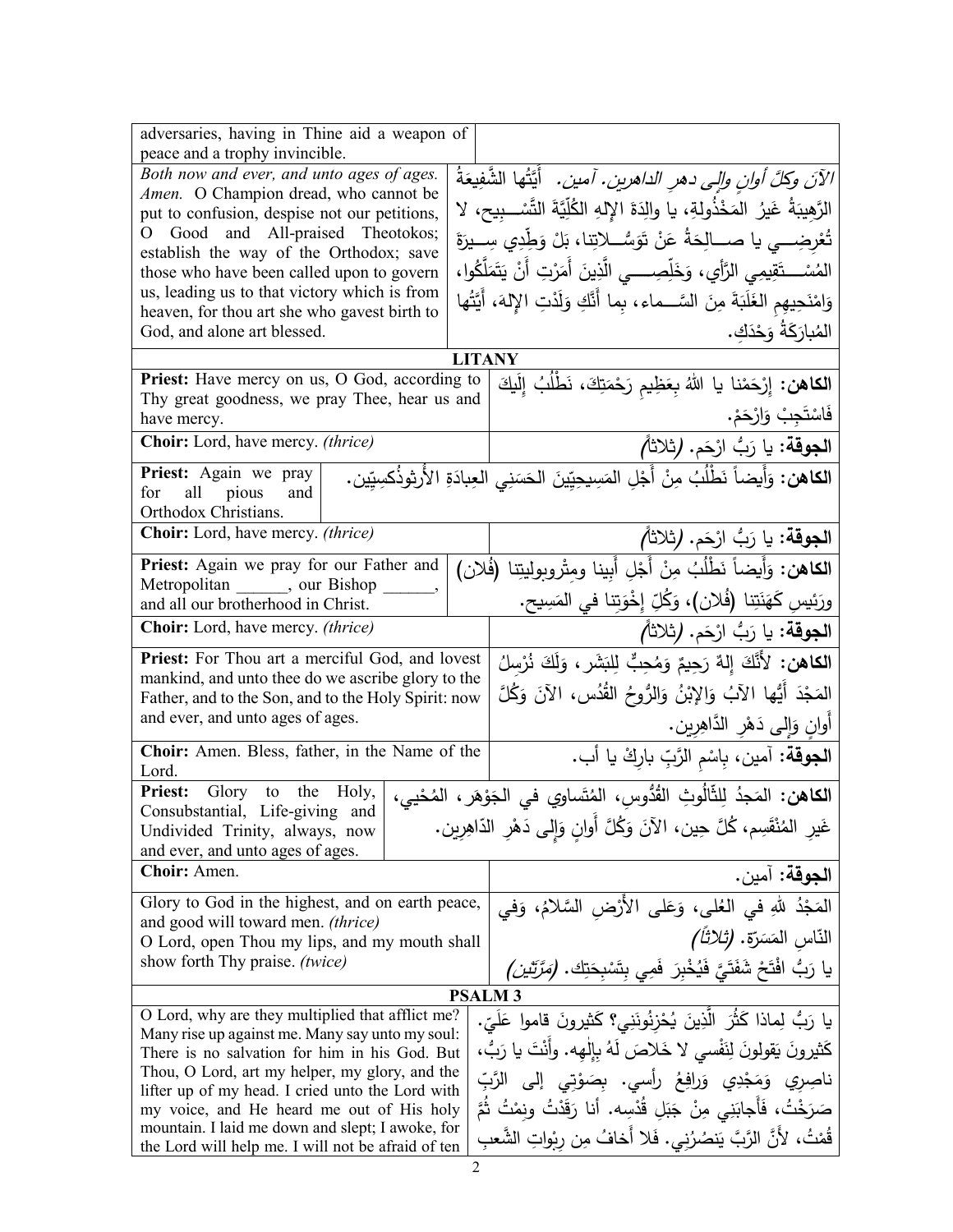| | |
|---|---|
| adversaries, having in Thine aid a weapon of peace and a trophy invincible. | |
| *Both now and ever, and unto ages of ages. Amen.* O Champion dread, who cannot be put to confusion, despise not our petitions, O Good and All-praised Theotokos; establish the way of the Orthodox; save those who have been called upon to govern us, leading us to that victory which is from heaven, for thou art she who gavest birth to God, and alone art blessed. | *الآنَ وكلَّ أوانٍ وإلى دهرِ الداهرين. آمين.* أَيَّتُها الشَّفيعَةُ الرَّهيبَةُ غَيرُ المَخْذُولةِ، يا والِدَةَ الإلهِ الكُلِّيَّةَ التَّسْـبيح، لا تُعْرِضِــي يا صــالِحَةُ عَنْ تَوَسُّــلاتِنا، بَلْ وَطِّدِي سِــيرَةَ المُسْــتَقِيمِي الرَّأيِ، وَخَلِّصِــي الَّذِينَ أَمَرْتِ أَنْ يَتَمَلَّكُوا، وَامْنَحِيهِم الغَلَبَةَ مِنَ السَّــماء، بِما أَنَّكِ وَلَدْتِ الإلهَ، أَيَّتُها المُبارَكَةُ وَحْدَكِ. |

## LITANY

| | |
|---|---|
| **Priest:** Have mercy on us, O God, according to Thy great goodness, we pray Thee, hear us and have mercy. | **الكاهن:** إِرْحَمْنا يا اللهُ بِعَظِيمِ رَحْمَتِكَ، نَطْلُبُ إِلَيكَ فَاسْتَجِبْ وَارْحَمْ. |
| **Choir:** Lord, have mercy. *(thrice)* | **الجوقة:** يا رَبُّ ارْحَم. *(ثلاثاً)* |
| **Priest:** Again we pray for all pious and Orthodox Christians. | **الكاهن:** وَأَيضاً نَطْلُبُ مِنْ أَجْلِ المَسِيحِيِّينَ الحَسَنِي العِبادَةِ الأُرثوذُكسِيِّين. |
| **Choir:** Lord, have mercy. *(thrice)* | **الجوقة:** يا رَبُّ ارْحَم. *(ثلاثاً)* |
| **Priest:** Again we pray for our Father and Metropolitan ______, our Bishop ______, and all our brotherhood in Christ. | **الكاهن:** وَأَيضاً نَطْلُبُ مِنْ أَجْلِ أَبِينا ومِتْروبوليتِنا (فُلان) ورَئيسِ كَهَنَتِنا (فُلان)، وَكُلِّ إِخْوَتِنا في المَسِيح. |
| **Choir:** Lord, have mercy. *(thrice)* | **الجوقة:** يا رَبُّ ارْحَم. *(ثلاثاً)* |
| **Priest:** For Thou art a merciful God, and lovest mankind, and unto thee do we ascribe glory to the Father, and to the Son, and to the Holy Spirit: now and ever, and unto ages of ages. | **الكاهن:** لأَنَّكَ إِلهٌ رَحِيمٌ وَمُحِبٌّ لِلبَشَر، وَلَكَ نُرْسِلُ المَجْدَ أَيُّها الآبُ وَالإِبْنُ وَالرُّوحُ القُدُس، الآنَ وَكُلَّ أَوانٍ وَإِلى دَهْرِ الدَّاهِرِين. |
| **Choir:** Amen. Bless, father, in the Name of the Lord. | **الجوقة:** آمين، بِاسْمِ الرَّبِّ بارِكْ يا أب. |
| **Priest:** Glory to the Holy, Consubstantial, Life-giving and Undivided Trinity, always, now and ever, and unto ages of ages. | **الكاهن:** المَجدُ لِلثَّالُوثِ القُدُّوسِ، المُتَساوِي في الجَوْهَر، المُحْيِي، غَيرِ المُنْقَسِم، كُلَّ حِين، الآنَ وَكُلَّ أَوانٍ وَإِلى دَهْرِ الدّاهِرِين. |
| **Choir:** Amen. | **الجوقة:** آمين. |
| Glory to God in the highest, and on earth peace, and good will toward men. *(thrice)*<br>O Lord, open Thou my lips, and my mouth shall show forth Thy praise. *(twice)* | المَجْدُ للهِ في العُلى، وَعَلى الأَرْضِ السَّلامُ، وَفي النّاسِ المَسَرَّة. *(ثلاثاً)*<br>يا رَبُّ افْتَحْ شَفَتَيَّ فَيُخْبِرَ فَمِي بِتَسْبِحَتِك. *(مرَّتَين)* |

## PSALM 3

| | |
|---|---|
| O Lord, why are they multiplied that afflict me? Many rise up against me. Many say unto my soul: There is no salvation for him in his God. But Thou, O Lord, art my helper, my glory, and the lifter up of my head. I cried unto the Lord with my voice, and He heard me out of His holy mountain. I laid me down and slept; I awoke, for the Lord will help me. I will not be afraid of ten | يا رَبُّ لِماذا كَثُرَ الَّذِينَ يُحْزِنُونَنِي؟ كَثيرونَ قاموا عَلَيّ. كَثيرونَ يَقولونَ لِنَفْسي لا خَلاصَ لَهُ بِإِلٰهِه. وأَنْتَ يا رَبُّ، ناصِرِي وَمَجْدِي وَرافِعُ رأسي. بِصَوْتِي إلى الرَّبِّ صَرَخْتُ، فَأَجابَنِي مِنْ جَبَلِ قُدْسِه. أنا رَقَدْتُ ونِمْتُ ثُمَّ قُمْتُ، لأَنَّ الرَّبَّ يَنصُرُنِي. فَلا أَخافُ مِن رِبْواتِ الشَّعبِ |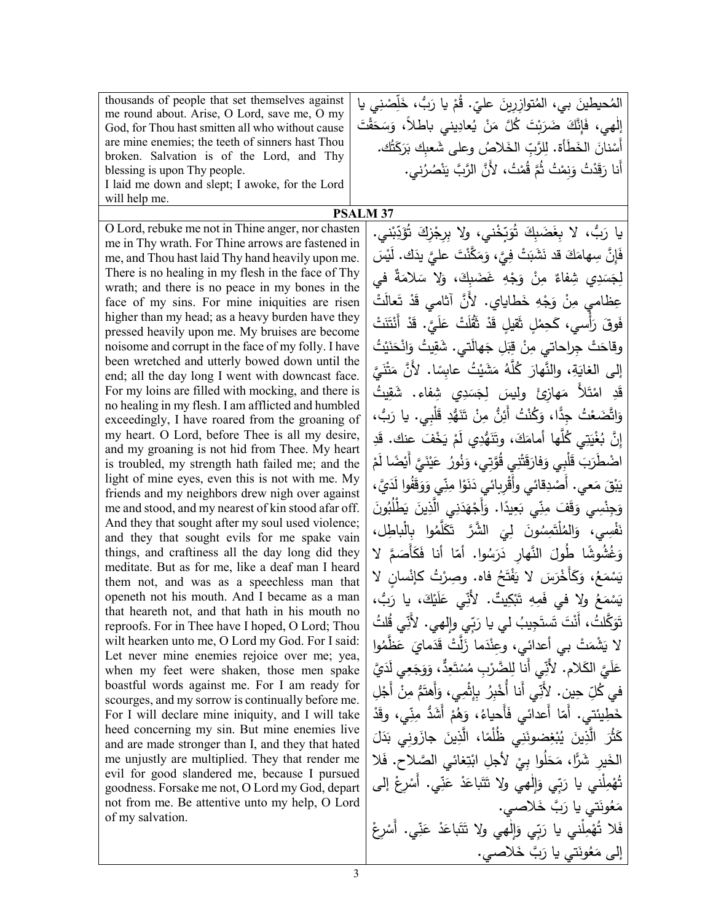| | |
|---|---|
| thousands of people that set themselves against me round about. Arise, O Lord, save me, O my God, for Thou hast smitten all who without cause are mine enemies; the teeth of sinners hast Thou broken. Salvation is of the Lord, and Thy blessing is upon Thy people.<br>I laid me down and slept; I awoke, for the Lord will help me. | المُحيطينَ بي، المُتوازرينَ عليّ. قُمْ يا رَبُّ، خَلِّصْني يا إلهي، فإنَّكَ ضَرَبْتَ كُلَّ مَنْ يُعادِيني باطلاً، وَسَحَقْتَ أَسْنانَ الخَطَأة. لِلرَّبِّ الخَلاصُ وعلى شَعبِك بَرَكَتُك.<br>أَنا رَقَدْتُ وَنِمْتُ ثُمَّ قُمْتُ، لأنَّ الرَّبَّ يَنْصُرُني. |

## PSALM 37

| | |
|---|---|
| O Lord, rebuke me not in Thine anger, nor chasten me in Thy wrath. For Thine arrows are fastened in me, and Thou hast laid Thy hand heavily upon me. There is no healing in my flesh in the face of Thy wrath; and there is no peace in my bones in the face of my sins. For mine iniquities are risen higher than my head; as a heavy burden have they pressed heavily upon me. My bruises are become noisome and corrupt in the face of my folly. I have been wretched and utterly bowed down until the end; all the day long I went with downcast face. For my loins are filled with mocking, and there is no healing in my flesh. I am afflicted and humbled exceedingly, I have roared from the groaning of my heart. O Lord, before Thee is all my desire, and my groaning is not hid from Thee. My heart is troubled, my strength hath failed me; and the light of mine eyes, even this is not with me. My friends and my neighbors drew nigh over against me and stood, and my nearest of kin stood afar off. And they that sought after my soul used violence; and they that sought evils for me spake vain things, and craftiness all the day long did they meditate. But as for me, like a deaf man I heard them not, and was as a speechless man that openeth not his mouth. And I became as a man that heareth not, and that hath in his mouth no reproofs. For in Thee have I hoped, O Lord; Thou wilt hearken unto me, O Lord my God. For I said: Let never mine enemies rejoice over me; yea, when my feet were shaken, those men spake boastful words against me. For I am ready for scourges, and my sorrow is continually before me. For I will declare mine iniquity, and I will take heed concerning my sin. But mine enemies live and are made stronger than I, and they that hated me unjustly are multiplied. They that render me evil for good slandered me, because I pursued goodness. Forsake me not, O Lord my God, depart not from me. Be attentive unto my help, O Lord of my salvation. | يا رَبُّ، لا بِغَضَبِكَ تُوَبِّخْني، ولا بِرِجْزِكَ تُؤَدِّبْني. فَإِنَّ سِهامَكَ قد نَشَبَتْ فِيَّ، وَمَكَّنْتَ عليَّ يدَك. لَيْسَ لِجَسَدِي شِفاءٌ مِنْ وَجْهِ غَضَبِكَ، وَلا سَلامَةٌ في عِظامي مِنْ وَجْهِ خَطاياي. لأَنَّ آثامي قَدْ تَعالَتْ فَوقَ رَأْسي، كَحِمْلٍ ثَقيلٍ قَدْ ثَقُلَتْ عَلَيَّ. قَدْ أَنْتَنَتْ وقاحَتْ جِراحاتي مِنْ قِبَلِ جَهالَتي. شَقِيتُ وَانْحَنَيْتُ إِلى الغايَةِ، والنَّهارَ كُلَّهُ مَشَيْتُ عابِسًا. لأَنَّ مَتْنَيَّ قَدِ امْتَلأَ مَهازِئَ وليسَ لِجَسَدِي شِفاء. شَقِيتُ وَاتَّضَعْتُ جِدًّا، وَكُنْتُ أَئِنُّ مِنْ تَنَهُّدِ قَلْبي. يا رَبُّ، إِنَّ بُغْيَتِي كُلَّها أَمامَكَ، وتَنَهُّدِي لَمْ يَخْفَ عنك. قَدِ اضْطَرَبَ قَلْبِي وَفارَقَتْنِي قُوَّتِي، وَنُورُ عَيْنَيَّ أَيْضًا لَمْ يَبْقَ مَعي. أَصْدِقائي وأَقْرِبائي دَنَوْا مِنِّي وَوَقَفُوا لَدَيَّ، وَجِنْسِي وَقَفَ مِنِّي بَعِيدًا. وَأَجْهَدَنِي الَّذِينَ يَطْلُبُونَ نَفْسِي، وَالمُلْتَمِسُونَ لِيَ الشَّرَّ تَكَلَّمُوا بِالْباطِل، وَغُشُوشًا طُولَ النَّهارِ دَرَسُوا. أَمّا أنا فَكَأَصَمَّ لا يَسْمَعُ، وَكَأَخْرَسَ لا يَفْتَحُ فاه. وصِرْتُ كإِنْسانٍ لا يَسْمَعُ ولا في فَمِهِ تَبْكِيتٌ. لأَنِّي عَلَيْكَ، يا رَبُّ، تَوَكَّلتُ، أَنْتَ تَستَجِيبُ لي يا رَبّي وإلهي. لأَنِّي قُلتُ لا يَشْمَتْ بي أعدائي، وعِنْدَما زَلَّتْ قَدَمايَ عَظَّمُوا عَلَيَّ الكَلام. لأَنِّي أَنا لِلضَّرْبِ مُسْتَعِدٌّ، وَوَجَعِي لَدَيَّ في كُلِّ حِين. لأَنِّي أَنا أُخْبِرُ بِإِثْمِي، وَأَهتَمُّ مِنْ أَجْلِ خَطِيئتي. أَمّا أَعدائي فَأَحياءُ، وَهُمْ أَشَدُّ مِنِّي، وقَدْ كَثُرَ الَّذِينَ يُبْغِضونَنِي ظُلْمًا، الَّذِينَ جازَوني بَدَلَ الخَيرِ شَرًّا، مَحَلُوا بِيْ لأجلِ ابْتِغائي الصَّلاح. فَلا تُهْمِلْني يا رَبّي وَإِلٰهي ولا تَتَباعَدْ عَنِّي. أَسْرِعْ إلى مَعُونَتي يا رَبَّ خَلاصي.<br>فَلا تُهْمِلْني يا رَبّي وَإِلٰهي ولا تَتَباعَدْ عَنِّي. أَسْرِعْ إلى مَعُونَتي يا رَبَّ خَلاصي. |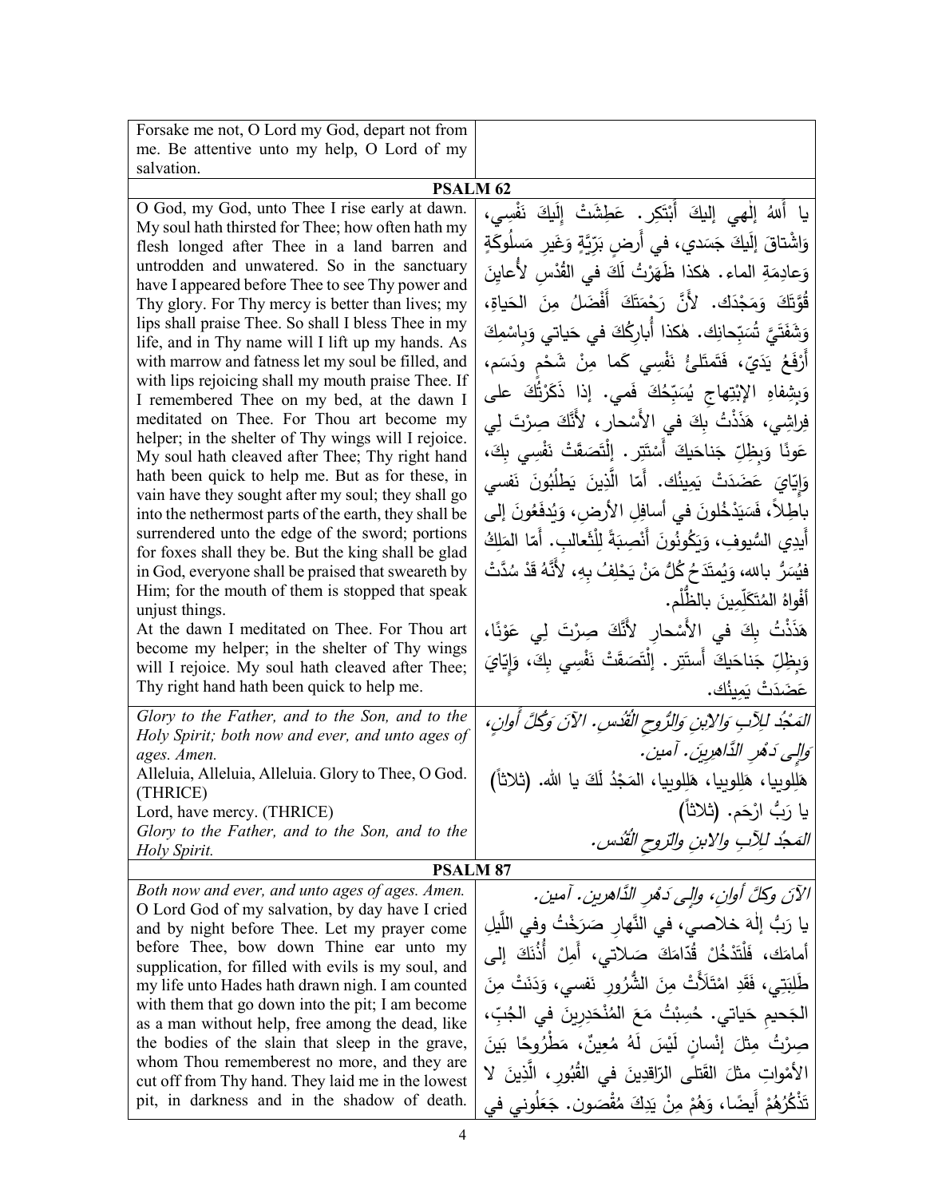| | |
|---|---|
| Forsake me not, O Lord my God, depart not from me. Be attentive unto my help, O Lord of my salvation. | |
| **PSALM 62** | |
| O God, my God, unto Thee I rise early at dawn. My soul hath thirsted for Thee; how often hath my flesh longed after Thee in a land barren and untrodden and unwatered. So in the sanctuary have I appeared before Thee to see Thy power and Thy glory. For Thy mercy is better than lives; my lips shall praise Thee. So shall I bless Thee in my life, and in Thy name will I lift up my hands. As with marrow and fatness let my soul be filled, and with lips rejoicing shall my mouth praise Thee. If I remembered Thee on my bed, at the dawn I meditated on Thee. For Thou art become my helper; in the shelter of Thy wings will I rejoice. My soul hath cleaved after Thee; Thy right hand hath been quick to help me. But as for these, in vain have they sought after my soul; they shall go into the nethermost parts of the earth, they shall be surrendered unto the edge of the sword; portions for foxes shall they be. But the king shall be glad in God, everyone shall be praised that sweareth by Him; for the mouth of them is stopped that speak unjust things.<br>At the dawn I meditated on Thee. For Thou art become my helper; in the shelter of Thy wings will I rejoice. My soul hath cleaved after Thee; Thy right hand hath been quick to help me. | يا أَللهُ إلٰهي إليكَ أَبْتَكِر. عَطِشَتْ إِلَيكَ نَفْسِي، وَاشْتاقَ إِلَيكَ جَسَدي، في أَرضٍ بَرِّيَّةٍ وَغَيرِ مَسلُوكَةٍ وَعادِمَةِ الماء. هٰكذا ظَهَرْتُ لَكَ في القُدْسِ لأُعايِنَ قُوَّتَكَ وَمَجْدَك. لأَنَّ رَحْمَتَكَ أَفْضَلُ مِنَ الحَياةِ، وَشَفَتَيَّ تُسَبِّحانِك. هٰكذا أُبارِكُكَ في حَياتي وَبِاسْمِكَ أَرْفَعُ يَدَيّ، فَتَمتَلِئُ نَفْسِي كَما مِنْ شَحْمٍ ودَسَم، وَبِشِفاهِ الابْتِهاجِ يُسَبِّحُكَ فَمي. إذا ذَكَرْتُكَ على فِراشِي، هَذَذْتُ بِكَ في الأَسْحار، لأَنَّكَ صِرْتَ لِي عَونًا وَبِظِلِّ جَناحَيكَ أَسْتَتِر. إِلْتَصَقَتْ نَفْسِي بِكَ، وَإِيّايَ عَضَدَتْ يَمِينُك. أَمّا الَّذِينَ يَطلُبُونَ نَفسي باطِلاً، فَسَيَدْخُلونَ في أَسافِلِ الأَرض، وَيُدفَعُونَ إِلى أَيدِي السُّيوفِ، وَيَكُونُونَ أَنْصِبَةً لِلْثَّعالِب. أَمّا المَلِكُ فيُسَرُّ بالله، وَيُمتَدَحُ كُلُّ مَنْ يَحْلِفُ بِهِ، لأَنَّهُ قَدْ سُدَّتْ أَفْواهُ المُتَكَلِّمِينَ بالظُّلْم.<br>هَذَذْتُ بِكَ في الأَسْحارِ لأَنَّكَ صِرْتَ لِي عَوْنًا، وَبِظِلِّ جَناحَيكَ أَستَتِر. إِلْتَصَقَتْ نَفْسِي بِكَ، وَإِيّايَ عَضَدَتْ يَمِينُك. |
| *Glory to the Father, and to the Son, and to the Holy Spirit; both now and ever, and unto ages of ages. Amen.*<br>Alleluia, Alleluia, Alleluia. Glory to Thee, O God. (THRICE)<br>Lord, have mercy. (THRICE)<br>*Glory to the Father, and to the Son, and to the Holy Spirit.* | *المَجْدُ لِلآبِ وَالابْنِ وَالرُّوحِ القُدُسِ. الآنَ وَكُلَّ أَوانٍ، وَإِلى دَهْرِ الدَّاهِرِينَ. آمين.*<br>هَلِلوييا، هَلِلوييا، هَلِلوييا، المَجْدُ لَكَ يا الله. (ثلاثاً)<br>يا رَبُّ ارْحَم. (ثلاثاً)<br>*المَجدُ لِلآبِ والابنِ والرّوحِ القُدُس.* |
| **PSALM 87** | |
| *Both now and ever, and unto ages of ages. Amen.*<br>O Lord God of my salvation, by day have I cried and by night before Thee. Let my prayer come before Thee, bow down Thine ear unto my supplication, for filled with evils is my soul, and my life unto Hades hath drawn nigh. I am counted with them that go down into the pit; I am become as a man without help, free among the dead, like the bodies of the slain that sleep in the grave, whom Thou rememberest no more, and they are cut off from Thy hand. They laid me in the lowest pit, in darkness and in the shadow of death. | *الآنَ وكلَّ أوانٍ، وإلى دَهْرِ الدَّاهرين. آمين.*<br>يا رَبُّ إلٰهَ خلاصي، في النَّهارِ صَرَخْتُ وفي اللَّيلِ أمامَك، فَلْتَدْخُلْ قُدّامَكَ صَلاتي، أَمِلْ أُذُنَكَ إلى طَلِبَتِي، فَقَدِ امْتَلأَتْ مِنَ الشُّرُورِ نَفسي، وَدَنَتْ مِنَ الجَحيمِ حَياتي. حُسِبْتُ مَعَ المُنْحَدِرِينَ في الجُبِّ، صِرْتُ مِثلَ إنْسانٍ لَيْسَ لَهُ مُعِينٌ، مَطْرُوحًا بَينَ الأَمْواتِ مِثلَ القَتلى الرّاقِدِينَ في القُبُورِ، الَّذِينَ لا تَذْكُرُهُمْ أَيضًا، وَهُمْ مِنْ يَدِكَ مُقْصَون. جَعَلُوني في |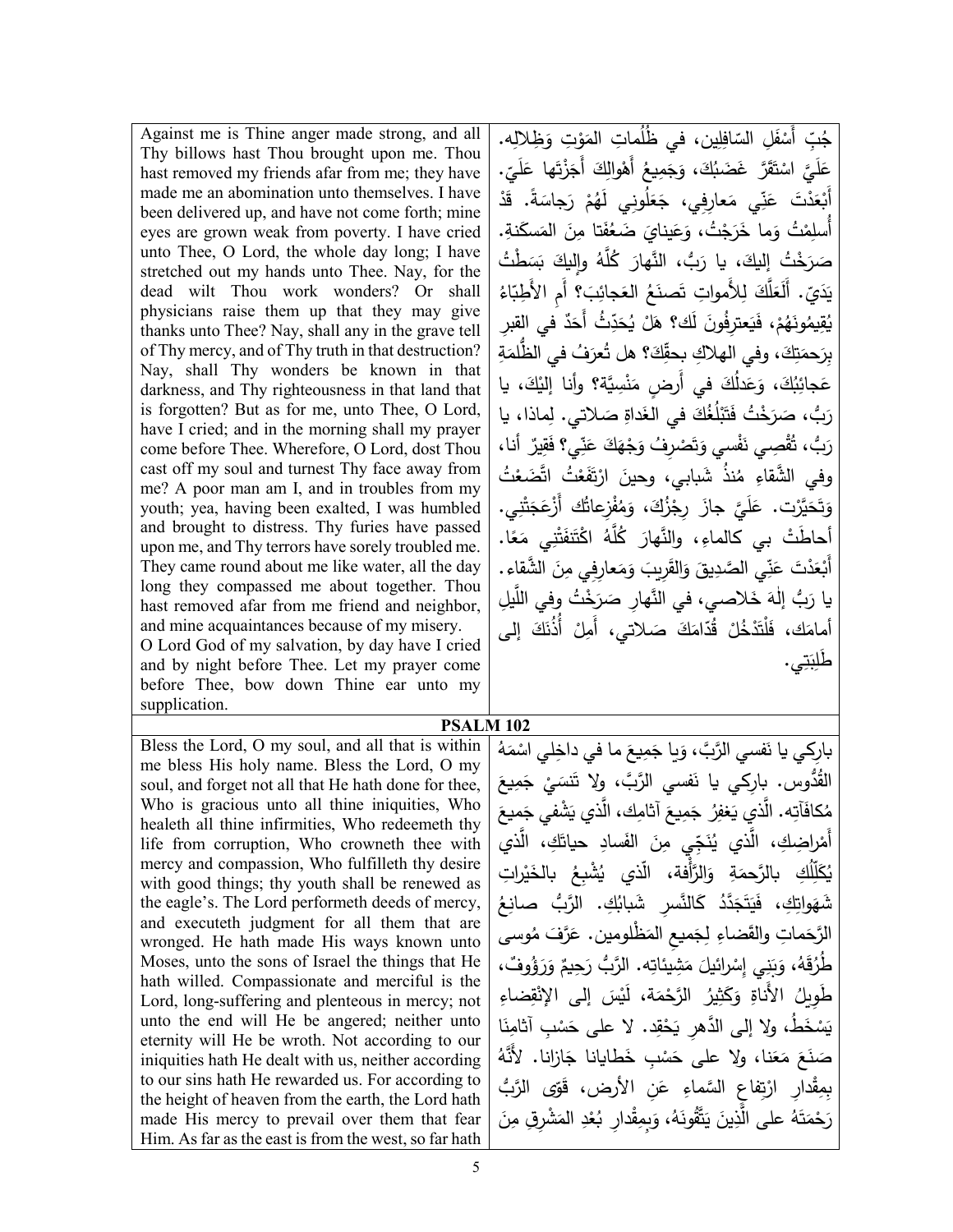| Against me is Thine anger made strong, and all Thy billows hast Thou brought upon me. Thou hast removed my friends afar from me; they have made me an abomination unto themselves. I have been delivered up, and have not come forth; mine eyes are grown weak from poverty. I have cried unto Thee, O Lord, the whole day long; I have stretched out my hands unto Thee. Nay, for the dead wilt Thou work wonders? Or shall physicians raise them up that they may give thanks unto Thee? Nay, shall any in the grave tell of Thy mercy, and of Thy truth in that destruction? Nay, shall Thy wonders be known in that darkness, and Thy righteousness in that land that is forgotten? But as for me, unto Thee, O Lord, have I cried; and in the morning shall my prayer come before Thee. Wherefore, O Lord, dost Thou cast off my soul and turnest Thy face away from me? A poor man am I, and in troubles from my youth; yea, having been exalted, I was humbled and brought to distress. Thy furies have passed upon me, and Thy terrors have sorely troubled me. They came round about me like water, all the day long they compassed me about together. Thou hast removed afar from me friend and neighbor, and mine acquaintances because of my misery.<br>O Lord God of my salvation, by day have I cried and by night before Thee. Let my prayer come before Thee, bow down Thine ear unto my supplication. | جُبِّ أَسْفَلِ السّافِلِين، في ظُلُماتِ المَوْتِ وَظِلالِه. عَلَيَّ اسْتَقَرَّ غَضَبُكَ، وَجَمِيعُ أَهْوالِكَ أَجَزْتَها عَلَيّ. أَبْعَدْتَ عَنِّي مَعارِفِي، جَعَلُونِي لَهُمْ رَجاسَةً. قَدْ أُسلِمْتُ وَما خَرَجْتُ، وَعَيناي ضَعُفَتا مِنَ المَسكَنةِ. صَرَخْتُ إِليكَ، يا رَبُّ، النَّهارَ كُلَّهُ وإِليكَ بَسَطْتُ يَدَيّ. أَلَعَلَّكَ لِلأَمواتِ تَصنَعُ العَجائِبَ؟ أَمِ الأَطِبّاءُ يُقِيمُونَهُمْ، فَيَعترِفُونَ لَك؟ هَلْ يُحَدِّثُ أَحَدٌ في القبرِ بِرَحمتِكَ، وفي الهلاكِ بحقِّكَ؟ هل تُعرَفُ في الظُّلمَةِ عَجائِبُكَ، وَعَدلُكَ في أَرضٍ مَنْسِيَّة؟ وأنا إِلَيْكَ، يا رَبُّ، صَرَخْتُ فَتَبْلُغُكَ في الغَداةِ صَلاتي. لِماذا، يا رَبُّ، تُقْصِي نَفْسي وَتَصْرِفُ وَجْهَكَ عَنِّي؟ فَقِيرٌ أَنا، وفي الشَّقاءِ مُنذُ شَبابي، وحينَ ارْتَفَعْتُ اتَّضَعْتُ وَتَحَيَّرْت. عَلَيَّ جازَ رِجْزُكَ، وَمُفْزِعاتُك أَزْعَجَتْنِي. أَحاطَتْ بي كالماءِ، والنَّهارَ كُلَّهُ اكْتَنَفَتْنِي مَعًا. أَبْعَدْتَ عَنِّي الصَّدِيقَ وَالقَرِيبَ وَمَعارِفِي مِنَ الشَّقاء. يا رَبُّ إِلَهَ خَلاصي، في النَّهارِ صَرَخْتُ وفي اللَّيلِ أَمامَكَ، فَلْتَدْخُلْ قُدّامَكَ صَلاتي، أَمِلْ أُذُنَكَ إِلى طَلِبَتِي. |
|---|---|

**PSALM 102**

| Bless the Lord, O my soul, and all that is within me bless His holy name. Bless the Lord, O my soul, and forget not all that He hath done for thee, Who is gracious unto all thine iniquities, Who healeth all thine infirmities, Who redeemeth thy life from corruption, Who crowneth thee with mercy and compassion, Who fulfilleth thy desire with good things; thy youth shall be renewed as the eagle's. The Lord performeth deeds of mercy, and executeth judgment for all them that are wronged. He hath made His ways known unto Moses, unto the sons of Israel the things that He hath willed. Compassionate and merciful is the Lord, long-suffering and plenteous in mercy; not unto the end will He be angered; neither unto eternity will He be wroth. Not according to our iniquities hath He dealt with us, neither according to our sins hath He rewarded us. For according to the height of heaven from the earth, the Lord hath made His mercy to prevail over them that fear Him. As far as the east is from the west, so far hath | بارِكِي يا نَفسي الرَّبَّ، وَيا جَمِيعَ ما في داخِلِي اسْمَهُ القُدُّوس. بارِكِي يا نَفسِي الرَّبَّ، ولا تَنسَيْ جَمِيعَ مُكافَآتِه. الَّذي يَغفِرُ جَمِيعَ آثامِكِ، الَّذي يَشْفي جَمِيعَ أَمْراضِكِ، الَّذي يُنَجّي مِنَ الفَسادِ حياتَكِ، الَّذي يُكَلِّلُكِ بالرَّحمَةِ وَالرَّأفة، الّذي يُشْبِعُ بالخَيْراتِ شَهَواتِكِ، فَيَتَجَدَّدُ كَالنَّسرِ شَبابُكِ. الرَّبُّ صانِعُ الرَّحَماتِ والقَضاءِ لِجَميعِ المَظْلومين. عَرَّفَ مُوسى طُرُقَهُ، وَبَنِي إِسْرائيلَ مَشِيئاتِه. الرَّبُّ رَحِيمٌ وَرَؤُوفٌ، طَوِيلُ الأَناةِ وَكَثِيرُ الرَّحْمَة، لَيْسَ إِلى الإِنْقِضاءِ يَسْخَطُ، ولا إِلى الدَّهرِ يَحْقِد. لا على حَسْبِ آثامِنَا صَنَعَ مَعَنا، ولا على حَسْبِ خَطايانا جَازانا. لأَنَّهُ بِمِقْدارِ ارْتِفاعِ السَّماءِ عَنِ الأرض، قَوّى الرَّبُّ رَحْمَتَهُ على الَّذِينَ يَتَّقُونَهُ، وَبِمِقْدارِ بُعْدِ المَشْرِقِ مِنَ |
|---|---|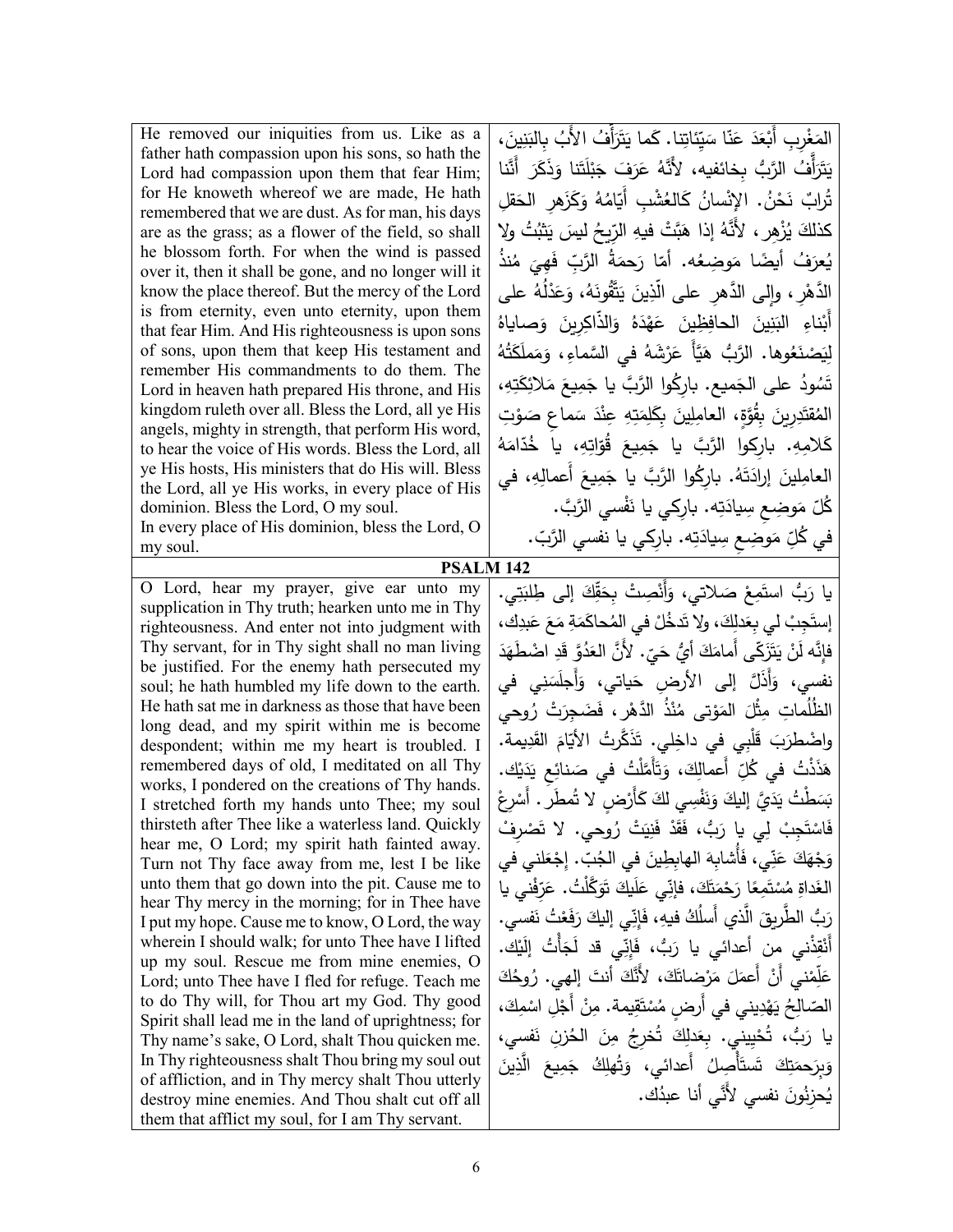| | |
|---|---|
| He removed our iniquities from us. Like as a father hath compassion upon his sons, so hath the Lord had compassion upon them that fear Him; for He knoweth whereof we are made, He hath remembered that we are dust. As for man, his days are as the grass; as a flower of the field, so shall he blossom forth. For when the wind is passed over it, then it shall be gone, and no longer will it know the place thereof. But the mercy of the Lord is from eternity, even unto eternity, upon them that fear Him. And His righteousness is upon sons of sons, upon them that keep His testament and remember His commandments to do them. The Lord in heaven hath prepared His throne, and His kingdom ruleth over all. Bless the Lord, all ye His angels, mighty in strength, that perform His word, to hear the voice of His words. Bless the Lord, all ye His hosts, His ministers that do His will. Bless the Lord, all ye His works, in every place of His dominion. Bless the Lord, O my soul.<br>In every place of His dominion, bless the Lord, O my soul. | المَغْرِبِ أَبْعَدَ عَنّا سَيِّئاتِنا. كَما يَتَرَأَّفُ الأَبُ بِالبَنِينَ، يَتَرَأَّفُ الرَّبُّ بِخائفيه، لأَنَّهُ عَرَفَ جَبْلَتَنا وَذَكَرَ أَنَّنا تُرابٌ نَحْنُ. الإنْسانُ كَالعُشْبِ أَيّامُهُ وَكَزَهرِ الحَقلِ كذلكَ يُزْهِر، لأَنَّهُ إذا هَبَّتْ فيهِ الرِّيحُ ليسَ يَثْبُتُ ولا يُعرَفُ أيضًا مَوضِعُه. أمّا رَحمَةُ الرَّبِّ فَهِيَ مُنذُ الدَّهْرِ، وإلى الدَّهرِ على الّذِينَ يَتَّقُونَهُ، وَعَدْلُهُ على أَبْناءِ البَنِينَ الحافِظِينَ عَهْدَهُ وَالذّاكِرِينَ وَصاياهُ لِيَصْنَعُوها. الرَّبُّ هَيَّأَ عَرْشَهُ في السَّماءِ، وَمَملَكَتُهُ تَسُودُ على الجَميع. بارِكُوا الرَّبَّ يا جَمِيعَ مَلائِكَتِهِ، المُقتَدِرِينَ بِقُوَّةٍ، العامِلِينَ بِكَلِمَتِهِ عِنْدَ سَماعِ صَوْتِ كَلامِهِ. بارِكوا الرَّبَّ يا جَمِيعَ قُوّاتِهِ، يا خُدّامَهُ العامِلِينَ إرادَتَهُ. بارِكُوا الرَّبَّ يا جَمِيعَ أَعمالِهِ، في كُلِّ مَوضِعِ سِيادَتِه. بارِكي يا نَفْسي الرَّبَّ.<br>في كُلِّ مَوضِعِ سِيادَتِه. بارِكي يا نفسي الرَّبّ. |
| **PSALM 142** | |
| O Lord, hear my prayer, give ear unto my supplication in Thy truth; hearken unto me in Thy righteousness. And enter not into judgment with Thy servant, for in Thy sight shall no man living be justified. For the enemy hath persecuted my soul; he hath humbled my life down to the earth. He hath sat me in darkness as those that have been long dead, and my spirit within me is become despondent; within me my heart is troubled. I remembered days of old, I meditated on all Thy works, I pondered on the creations of Thy hands. I stretched forth my hands unto Thee; my soul thirsteth after Thee like a waterless land. Quickly hear me, O Lord; my spirit hath fainted away. Turn not Thy face away from me, lest I be like unto them that go down into the pit. Cause me to hear Thy mercy in the morning; for in Thee have I put my hope. Cause me to know, O Lord, the way wherein I should walk; for unto Thee have I lifted up my soul. Rescue me from mine enemies, O Lord; unto Thee have I fled for refuge. Teach me to do Thy will, for Thou art my God. Thy good Spirit shall lead me in the land of uprightness; for Thy name's sake, O Lord, shalt Thou quicken me. In Thy righteousness shalt Thou bring my soul out of affliction, and in Thy mercy shalt Thou utterly destroy mine enemies. And Thou shalt cut off all them that afflict my soul, for I am Thy servant. | يا رَبُّ استَمِعْ صَلاتي، وَأَنْصِتْ بِحَقِّكَ إلى طِلبَتِي. إستَجِبْ لي بِعَدلِكَ، ولا تَدخُلْ في المُحاكَمَةِ مَعَ عَبدِك، فإنَّه لَنْ يَتَزَكّى أَمامَكَ أيُّ حَيّ. لأَنَّ العَدُوَّ قَدِ اضْطَهَدَ نفسي، وَأَذَلَّ إلى الأرضِ حَياتي، وَأَجلَسَنِي في الظُّلُماتِ مِثْلَ المَوْتى مُنْذُ الدَّهْر، فَضَجِرَتْ رُوحي واضْطرَبَ قَلْبِي في داخِلي. تَذَكَّرتُ الأَيّامَ القَدِيمة. هَذَذْتُ في كُلِّ أَعمالِكَ، وَتَأَمَّلْتُ في صَنائِعِ يَدَيْك. بَسَطْتُ يَدَيَّ إليكَ وَنَفْسِي لكَ كَأَرْضٍ لا تُمطَر. أَسْرِعْ فَاسْتَجِبْ لِي يا رَبُّ، فَقَدْ فَنِيَتْ رُوحي. لا تَصْرِفْ وَجْهَكَ عَنِّي، فَأُشابِهَ الهابِطِينَ في الجُبّ. إجْعَلني في الغَداةِ مُسْتَمِعًا رَحْمَتَكَ، فإنِّي عَلَيكَ تَوَكَّلْتُ. عَرِّفْني يا رَبُّ الطَّرِيقَ الَّذي أَسلُكُ فيهِ، فَإنِّي إليكَ رَفَعْتُ نَفسي. أَنْقِذْني من أعدائي يا رَبُّ، فَإِنِّي قد لَجَأْتُ إِلَيْك. عَلِّمْني أَنْ أَعمَلَ مَرْضاتَكَ، لأَنَّكَ أنتَ إلهي. رُوحُكَ الصّالِحُ يَهْدِيني في أَرضٍ مُسْتَقِيمة. مِنْ أَجْلِ اسْمِكَ، يا رَبُّ، تُحْيِيني. بِعَدلِكَ تُخرِجُ مِنَ الحُزنِ نَفسي، وَبِرَحمَتِكَ تَستَأْصِلُ أَعدائي، وَتُهلِكُ جَمِيعَ الَّذِينَ يُحزِنُونَ نفسي لأَنِّي أنا عبدُك. |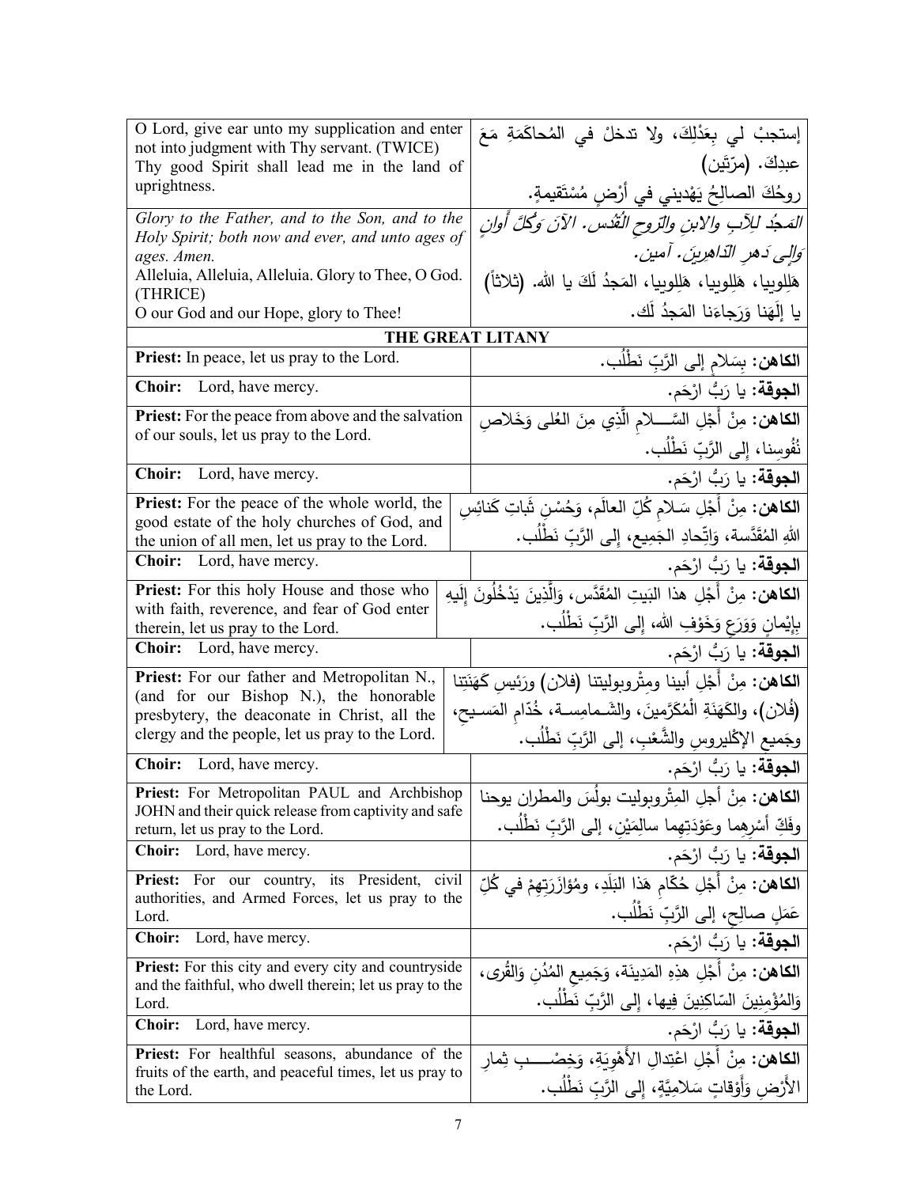| O Lord, give ear unto my supplication and enter not into judgment with Thy servant. (TWICE)<br>Thy good Spirit shall lead me in the land of uprightness. | إستجبْ لي بِعَدْلِكَ، ولا تدخلْ في المُحاكَمَةِ مَعَ عبدِكَ. (مرّتَين)<br>روحُكَ الصالِحُ يَهْديني في أَرْضٍ مُسْتَقيمةٍ. |
|---|---|
| *Glory to the Father, and to the Son, and to the Holy Spirit; both now and ever, and unto ages of ages. Amen.*<br>Alleluia, Alleluia, Alleluia. Glory to Thee, O God. (THRICE)<br>O our God and our Hope, glory to Thee! | *المَجدُ للآبِ والابنِ والرّوحِ القُدُس. الآنَ وَكُلَّ أَوانٍ وَإِلى دَهرِ الدّاهِرِينَ. آمين.*<br>هَلِلوبيا، هَلِلوبيا، هَلِلوبيا، المَجدُ لَكَ يا الله. (ثلاثاً)<br>يا إِلَهَنا وَرَجاءَنا المَجدُ لَك. |
| **THE GREAT LITANY** | |
| **Priest:** In peace, let us pray to the Lord. | **الكاهن:** بِسَلامٍ إلى الرَّبِّ نَطْلُب. |
| **Choir:** Lord, have mercy. | **الجوقة:** يا رَبُّ ارْحَم. |
| **Priest:** For the peace from above and the salvation of our souls, let us pray to the Lord. | **الكاهن:** مِنْ أَجْلِ السَّــلامِ الَّذِي مِنَ العُلى وَخَلاصِ نُفُوسِنا، إلى الرَّبِّ نَطْلُب. |
| **Choir:** Lord, have mercy. | **الجوقة:** يا رَبُّ ارْحَم. |
| **Priest:** For the peace of the whole world, the good estate of the holy churches of God, and the union of all men, let us pray to the Lord. | **الكاهن:** مِنْ أَجْلِ سَلامِ كُلِّ العالَمِ، وَحُسْنِ ثَباتِ كَنائِسِ اللهِ المُقَدَّسة، وَاتِّحادِ الجَمِيعِ، إلى الرَّبِّ نَطْلُب. |
| **Choir:** Lord, have mercy. | **الجوقة:** يا رَبُّ ارْحَم. |
| **Priest:** For this holy House and those who with faith, reverence, and fear of God enter therein, let us pray to the Lord. | **الكاهن:** مِنْ أَجْلِ هذا البَيتِ المُقَدَّس، وَالَّذِينَ يَدْخُلُونَ إِلَيهِ بِإِيْمانٍ وَوَرَعٍ وَخَوْفِ الله، إلى الرَّبِّ نَطْلُب. |
| **Choir:** Lord, have mercy. | **الجوقة:** يا رَبُّ ارْحَم. |
| **Priest:** For our father and Metropolitan N., (and for our Bishop N.), the honorable presbytery, the deaconate in Christ, all the clergy and the people, let us pray to the Lord. | **الكاهن:** مِنْ أَجْلِ أبينا ومِتْروبوليتنا (فلان) ورَئيسِ كَهَنَتِنا (فُلان)، والكَهَنَةِ الْمُكَرَّمينَ، والشَمامِسة، خُدّامِ المَسيحِ، وجَميعِ الإكْليروسِ والشَّعْبِ، إلى الرَّبِّ نَطْلُب. |
| **Choir:** Lord, have mercy. | **الجوقة:** يا رَبُّ ارْحَم. |
| **Priest:** For Metropolitan PAUL and Archbishop JOHN and their quick release from captivity and safe return, let us pray to the Lord. | **الكاهن:** مِنْ أجلِ المِتْروبوليت بولُسَ والمطران يوحنا وفَكِّ أسْرِهِما وعَوْدَتِهِما سالِمَيْنِ، إلى الرَّبِّ نَطْلُب. |
| **Choir:** Lord, have mercy. | **الجوقة:** يا رَبُّ ارْحَم. |
| **Priest:** For our country, its President, civil authorities, and Armed Forces, let us pray to the Lord. | **الكاهن:** مِنْ أَجْلِ حُكّامِ هَذا البَلَدِ، ومُؤازَرَتِهِمْ في كُلِّ عَمَلٍ صالِحٍ، إلى الرَّبِّ نَطْلُب. |
| **Choir:** Lord, have mercy. | **الجوقة:** يا رَبُّ ارْحَم. |
| **Priest:** For this city and every city and countryside and the faithful, who dwell therein; let us pray to the Lord. | **الكاهن:** مِنْ أَجْلِ هذِهِ المَدِينَة، وَجَمِيعِ المُدُنِ وَالقُرى، وَالمُؤْمِنِينَ السّاكِنِينَ فِيها، إلى الرَّبِّ نَطْلُب. |
| **Choir:** Lord, have mercy. | **الجوقة:** يا رَبُّ ارْحَم. |
| **Priest:** For healthful seasons, abundance of the fruits of the earth, and peaceful times, let us pray to the Lord. | **الكاهن:** مِنْ أَجْلِ اعْتِدالِ الأَهْوِيَةِ، وَخِصْــبِ ثِمارِ الأَرْضِ وَأَوْقاتٍ سَلامِيَّةٍ، إلى الرَّبِّ نَطْلُب. |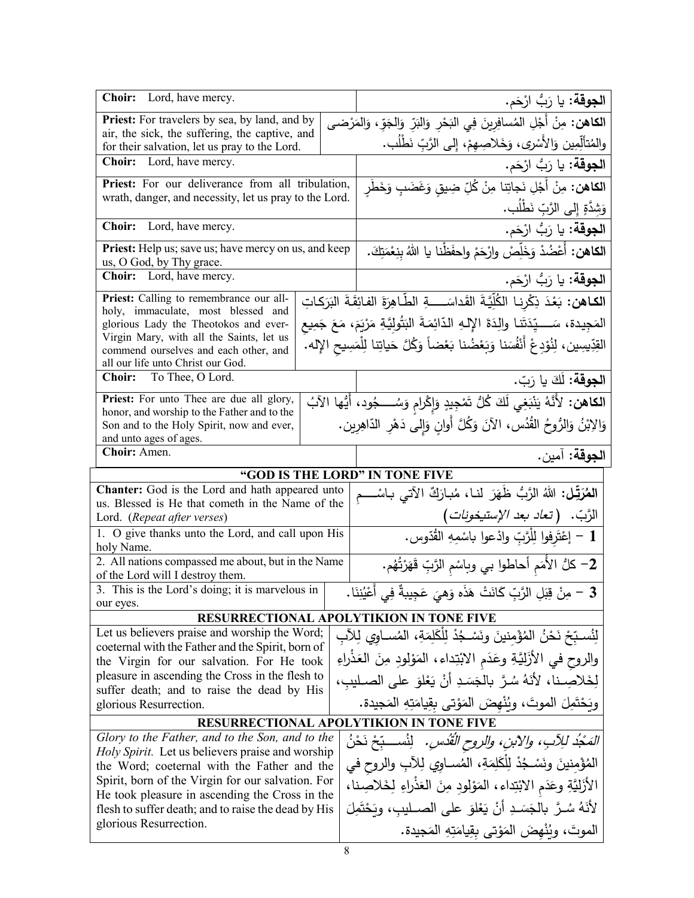| | |
|---|---|
| **Choir:** Lord, have mercy. | **الجوقة:** يا رَبُّ ارْحَم. |
| **Priest:** For travelers by sea, by land, and by air, the sick, the suffering, the captive, and for their salvation, let us pray to the Lord. | **الكاهن:** مِنْ أَجْلِ المُسافِرِينَ فِي البَحْرِ وَالبَرِّ وَالجَوّ، وَالمَرْضى والمُتألِّمِين وَالأَسْرى، وَخَلاصِهِمْ، إِلى الرَّبِّ نَطْلُب. |
| **Choir:** Lord, have mercy. | **الجوقة:** يا رَبُّ ارْحَم. |
| **Priest:** For our deliverance from all tribulation, wrath, danger, and necessity, let us pray to the Lord. | **الكاهن:** مِنْ أَجْلِ نَجاتِنا مِنْ كُلِّ ضِيقٍ وَغَضَبٍ وَخَطَرٍ وَشِدَّةٍ إِلى الرَّبِّ نَطْلُب. |
| **Choir:** Lord, have mercy. | **الجوقة:** يا رَبُّ ارْحَم. |
| **Priest:** Help us; save us; have mercy on us, and keep us, O God, by Thy grace. | **الكاهن:** أَعْضُدْ وَخَلِّصْ وارْحَمْ واحفَظْنا يا اللهُ بِنِعْمَتِكَ. |
| **Choir:** Lord, have mercy. | **الجوقة:** يا رَبُّ ارْحَم. |
| **Priest:** Calling to remembrance our all-holy, immaculate, most blessed and glorious Lady the Theotokos and ever-Virgin Mary, with all the Saints, let us commend ourselves and each other, and all our life unto Christ our God. | **الكاهن:** بَعْدَ ذِكْرِنا الكُلِّيَّةَ القَداسَةِ الطّاهِرَةَ الفائِقَةَ البَرَكاتِ المَجِيدة، سَيِّدَتَنا والِدَةَ الإِلهِ الدّائِمَةَ البَتُولِيَّةِ مَرْيَمَ، مَعَ جَمِيعِ القدِّيسِين، لِنُوْدِعْ أَنْفُسَنا وَبَعْضُنا بَعْضاً وَكُلَّ حَياتِنا لِلْمَسِيحِ الإِله. |
| **Choir:** To Thee, O Lord. | **الجوقة:** لَكَ يا رَبّ. |
| **Priest:** For unto Thee are due all glory, honor, and worship to the Father and to the Son and to the Holy Spirit, now and ever, and unto ages of ages. | **الكاهن:** لأَنَّهُ يَنْبَغِي لَكَ كُلُّ تَمْجِيدٍ وَإِكْرامٍ وَسُجُود، أَيُّها الآبُ وَالاِبْنُ وَالرُّوحُ القُدُس، الآنَ وَكُلَّ أَوانٍ وَإِلى دَهْرِ الدّاهِرِين. |
| **Choir:** Amen. | **الجوقة:** آمين. |

## "GOD IS THE LORD" IN TONE FIVE

| | |
|---|---|
| **Chanter:** God is the Lord and hath appeared unto us. Blessed is He that cometh in the Name of the Lord. (*Repeat after verses*) | **المُرَتِّل:** اللهُ الرَّبُّ ظَهَرَ لنا، مُبارَكٌ الآتي باسْمِ الرَّبّ. (*تعاد بعد الإستيخونات*) |
| 1. O give thanks unto the Lord, and call upon His holy Name. | 1 – إِعْتَرِفوا لِلْرَّبِّ وادْعوا باسْمِهِ القُدّوس. |
| 2. All nations compassed me about, but in the Name of the Lord will I destroy them. | 2– كلُّ الأُمَمِ أحاطوا بي وباسْمِ الرَّبِّ قَهَرْتُهُم. |
| 3. This is the Lord's doing; it is marvelous in our eyes. | 3 – مِنْ قِبَلِ الرَّبِّ كانَتْ هَذَه وَهِيَ عَجِيبةٌ فِي أَعْيُنِنَا. |

## RESURRECTIONAL APOLYTIKION IN TONE FIVE

| | |
|---|---|
| Let us believers praise and worship the Word; coeternal with the Father and the Spirit, born of the Virgin for our salvation. For He took pleasure in ascending the Cross in the flesh to suffer death; and to raise the dead by His glorious Resurrection. | لِنُسبِّحْ نَحْنُ المُؤْمِنينَ ونَسْجُدْ لِلْكَلِمَةِ، المُساوِي لِلآبِ والروحِ في الأَزَلِيَّةِ وعَدَمِ الابْتِداء، المَوْلودِ مِنَ العَذْراءِ لِخَلاصِنا، لأنَهُ سُرَّ بالجَسَدِ أنْ يَعْلوَ على الصليبِ، ويَحْتَمِلَ الموتَ، ويُنْهِضَ المَوْتى بِقِيامَتِهِ المَجيدة. |

## RESURRECTIONAL APOLYTIKION IN TONE FIVE

| | |
|---|---|
| *Glory to the Father, and to the Son, and to the Holy Spirit.* Let us believers praise and worship the Word; coeternal with the Father and the Spirit, born of the Virgin for our salvation. For He took pleasure in ascending the Cross in the flesh to suffer death; and to raise the dead by His glorious Resurrection. | *المَجْدُ لِلآبِ، والابْنِ، والروحِ القُدُس.* لِنُسبِّحْ نَحْنُ المُؤْمِنينَ ونَسْجُدْ لِلْكَلِمَةِ، المُساوِي لِلآبِ والروحِ في الأَزَلِيَّةِ وعَدَمِ الابْتِداء، المَوْلودِ مِنَ العَذْراءِ لِخَلاصِنا، لأنَهُ سُرَّ بالجَسَدِ أنْ يَعْلوَ على الصليبِ، ويَحْتَمِلَ الموتَ، ويُنْهِضَ المَوْتى بِقِيامَتِهِ المَجيدة. |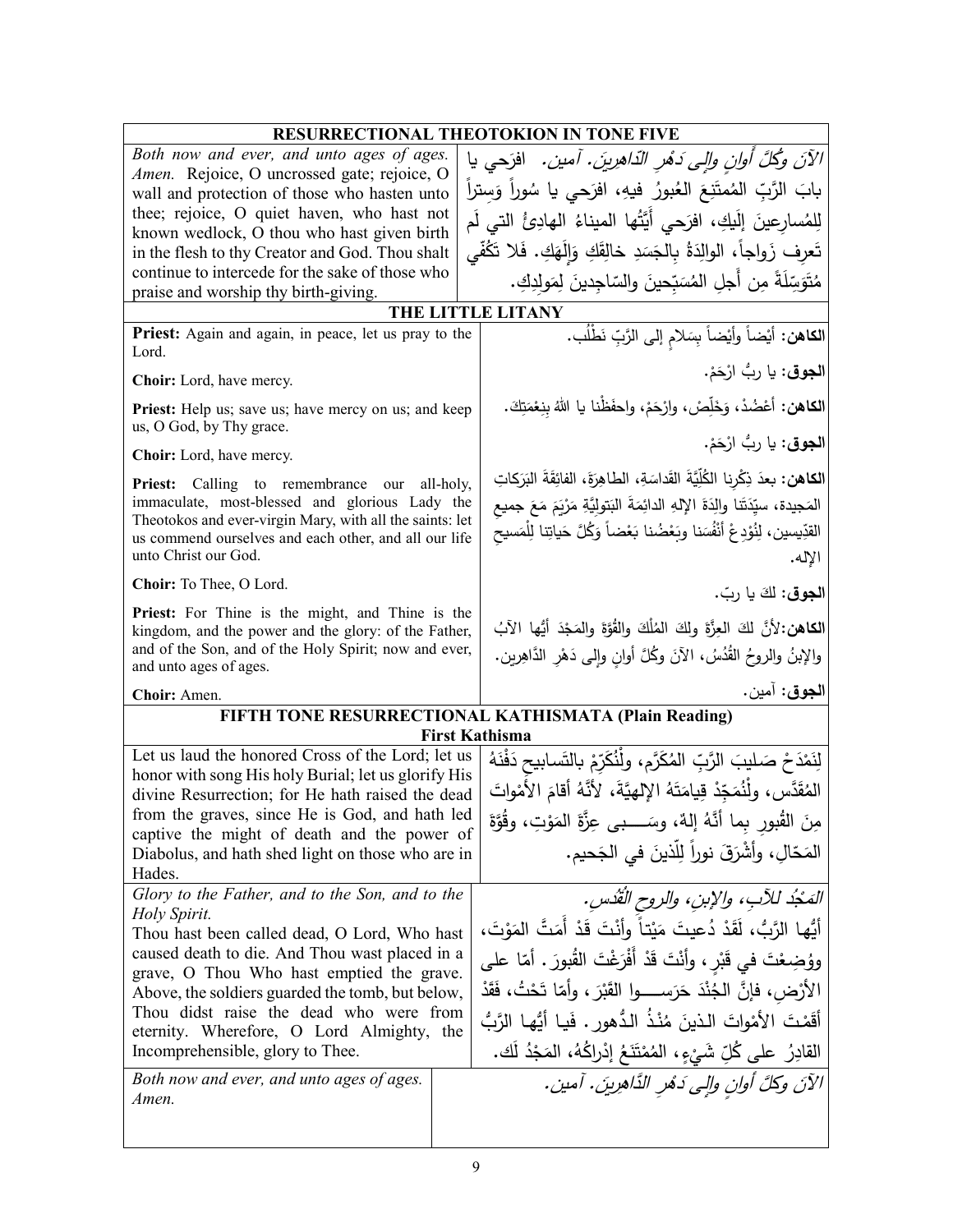## RESURRECTIONAL THEOTOKION IN TONE FIVE

| | |
|---|---|
| *Both now and ever, and unto ages of ages. Amen.* Rejoice, O uncrossed gate; rejoice, O wall and protection of those who hasten unto thee; rejoice, O quiet haven, who hast not known wedlock, O thou who hast given birth in the flesh to thy Creator and God. Thou shalt continue to intercede for the sake of those who praise and worship thy birth-giving. | *الآنَ وكُلَّ أَوانٍ وإلى دَهْرِ الدّاهِرينَ. آمين.* افرَحي يا بابَ الرَّبِّ المُمتَنِعَ العُبورُ فيهِ، افرَحي يا سُوراً وَسِتراً لِلمُسارِعينَ إلَيكِ، افرَحي أَيَّتُها الميناءُ الهادِئُ التي لَم تَعرِف زَواجاً، الوالِدَةُ بِالجَسَدِ خالِقَكِ وَإلَهَكِ. فَلا تَكُفّي مُتَوَسِّلَةً مِن أَجلِ المُسَبِّحينَ والسّاجِدينَ لِمَولِدِكِ. |

## THE LITTLE LITANY

| | |
|---|---|
| **Priest:** Again and again, in peace, let us pray to the Lord. | **الكاهن:** أيْضاً وأيْضاً بِسَلامٍ إلى الرَّبِّ نَطْلُب. |
| **Choir:** Lord, have mercy. | **الجوق:** يا ربُّ ارْحَمْ. |
| **Priest:** Help us; save us; have mercy on us; and keep us, O God, by Thy grace. | **الكاهن:** أعْضُدْ، وَخَلِّصْ، وارْحَمْ، واحفَظْنا يا اللهُ بِنِعْمَتِكَ. |
| **Choir:** Lord, have mercy. | **الجوق:** يا ربُّ ارْحَمْ. |
| **Priest:** Calling to remembrance our all-holy, immaculate, most-blessed and glorious Lady the Theotokos and ever-virgin Mary, with all the saints: let us commend ourselves and each other, and all our life unto Christ our God. | **الكاهن:** بعدَ ذِكْرِنا الكُلِّيَّةَ القَداسَةِ، الطاهِرَةَ، الفائِقَةَ البَرَكاتِ المَجيدة، سيِّدَتَنا والِدَةَ الإلهِ الدائِمَةَ البَتولِيَّةِ مَرْيَمَ مَعَ جميعِ القدّيسين، لِنُوْدِعْ أنْفُسَنا وبَعْضُنا بَعْضاً وَكُلَّ حَياتِنا لِلْمَسيحِ الإله. |
| **Choir:** To Thee, O Lord. | **الجوق:** لكَ يا ربّ. |
| **Priest:** For Thine is the might, and Thine is the kingdom, and the power and the glory: of the Father, and of the Son, and of the Holy Spirit; now and ever, and unto ages of ages. | **الكاهن:** لأنَّ لكَ العِزَّةَ ولكَ المُلْكَ والقُوَّةَ والمَجْدَ أيُّها الآبُ والإبنُ والروحُ القُدُسُ، الآنَ وكُلَّ أوانٍ وإلى دَهْرِ الدَّاهِرين. |
| **Choir:** Amen. | **الجوق:** آمين. |

## FIFTH TONE RESURRECTIONAL KATHISMATA (Plain Reading)

### First Kathisma

| | |
|---|---|
| Let us laud the honored Cross of the Lord; let us honor with song His holy Burial; let us glorify His divine Resurrection; for He hath raised the dead from the graves, since He is God, and hath led captive the might of death and the power of Diabolus, and hath shed light on those who are in Hades. | لِنَمْدَحْ صَليبَ الرَّبِّ المُكَرَّم، ولْنُكَرِّمْ بالتَسابيحِ دَفْنَهُ المُقَدَّس، ولْنُمَجِّدْ قِيامَتَهُ الإلهيَّةَ، لأنَّهُ أقامَ الأمْواتَ مِنَ القُبورِ بما أنَّهُ إلهٌ، وسَــبى عِزَّةَ المَوْتِ، وقُوَّةَ المَحّالِ، وأشْرَقَ نوراً لِلّذينَ في الجَحيم. |
| *Glory to the Father, and to the Son, and to the Holy Spirit.* Thou hast been called dead, O Lord, Who hast caused death to die. And Thou wast placed in a grave, O Thou Who hast emptied the grave. Above, the soldiers guarded the tomb, but below, Thou didst raise the dead who were from eternity. Wherefore, O Lord Almighty, the Incomprehensible, glory to Thee. | *المَجْدُ للآبِ، والإبنِ، والروحِ القُدُس.* أيُّها الرَّبُّ، لَقَدْ دُعيتَ مَيْتاً وأنْتَ قَدْ أَمَتَّ المَوْتَ، ووُضِعْتَ في قَبْرٍ، وأنْتَ قَدْ أفْرَغْتَ القُبورَ. أمّا على الأرْضِ، فإنَّ الجُنْدَ حَرَســوا القَبْرَ، وأمّا تَحْتُ، فَقَدْ أقَمْتَ الأمْواتَ الذينَ مُنْذُ الدُّهور. فَيا أيُّها الرَّبُّ القادِرُ على كُلِّ شَيْءٍ، المُمْتَنِعُ إدْراكُهُ، المَجْدُ لَك. |
| *Both now and ever, and unto ages of ages. Amen.* | *الآنَ وكلَّ أوانٍ وإلى دَهْرِ الدَّاهِرينَ. آمين.* |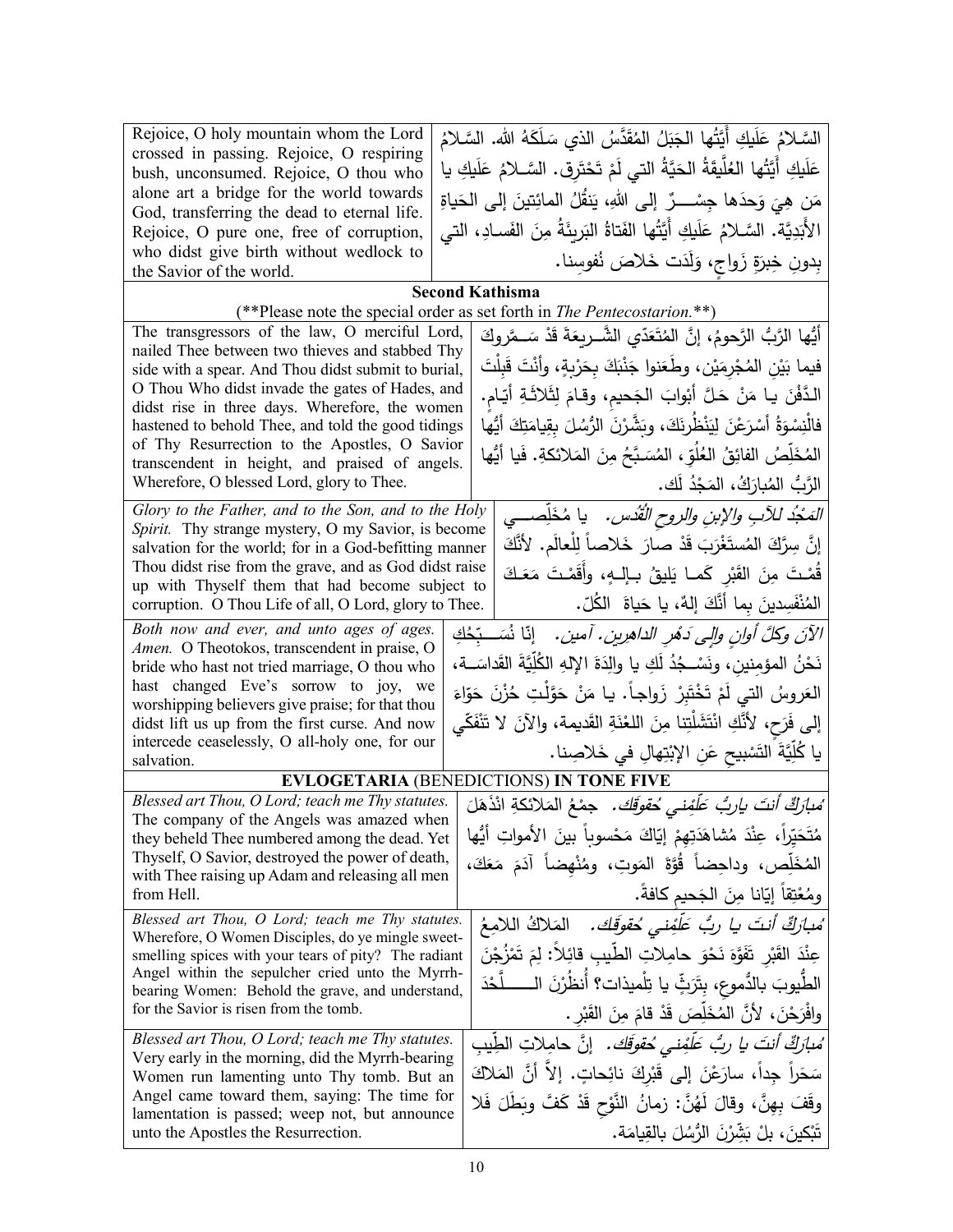| Rejoice, O holy mountain whom the Lord crossed in passing. Rejoice, O respiring bush, unconsumed. Rejoice, O thou who alone art a bridge for the world towards God, transferring the dead to eternal life. Rejoice, O pure one, free of corruption, who didst give birth without wedlock to the Savior of the world. | السَّلامُ عَلَيكِ أَيَّتُها الجَبَلُ المُقَدَّسُ الذي سَلَكَهُ الله. السَّلامُ عَلَيكِ أَيَّتُها العُلَّيقَةُ الحَيَّةُ التي لَمْ تَحْتَرِق. السَّلامُ عَلَيكِ يا مَن هِيَ وَحدَها جِسْرٌ إلى اللهِ، يَنقُلُ المائتِينَ إلى الحَياةِ الأَبَدِيَّة. السَّلامُ عَلَيكِ أَيَّتُها الفَتاةُ البَرِيئَةُ مِنَ الفَسادِ، التي بِدونِ خِبرَةِ زَواجٍ، وَلَدَت خَلاصَ نُفوسِنا. |
|---|---|

**Second Kathisma**

(**Please note the special order as set forth in *The Pentecostarion.***)

| The transgressors of the law, O merciful Lord, nailed Thee between two thieves and stabbed Thy side with a spear. And Thou didst submit to burial, O Thou Who didst invade the gates of Hades, and didst rise in three days. Wherefore, the women hastened to behold Thee, and told the good tidings of Thy Resurrection to the Apostles, O Savior transcendent in height, and praised of angels. Wherefore, O blessed Lord, glory to Thee. | أيُّها الرَّبُّ الرَّحومُ، إنَّ المُتَعَدّي الشَّريعَةَ قَدْ سَمَّروكَ فيما بَيْنَ المُجْرِمَيْنِ، وطَعَنوا جَنْبَكَ بِحَرْبَةٍ، وأَنْتَ قَبِلْتَ الدَّفْنَ يا مَنْ حَلَّ أبْوابَ الجَحيمِ، وقامَ لِثَلاثَةِ أيّام. فالنِّسْوَةُ أسْرَعْنَ لِيَنْظُرْنَكَ، وبَشَّرْنَ الرُّسُلَ بِقيامَتِكَ أيُّها المُخَلِّصُ الفائِقُ العُلُوِّ، المُسَبَّحُ مِنَ المَلائكةِ. فَيا أيُّها الرَّبُّ المُبارَكُ، المَجْدُ لَك. |
|---|---|
| *Glory to the Father, and to the Son, and to the Holy Spirit.* Thy strange mystery, O my Savior, is become salvation for the world; for in a God-befitting manner Thou didst rise from the grave, and as God didst raise up with Thyself them that had become subject to corruption. O Thou Life of all, O Lord, glory to Thee. | *المَجْدُ للآبِ والإبنِ والروحِ القُدُس.* يا مُخَلِّصي إنَّ سِرَّكَ المُستَغْرَبَ قَدْ صارَ خَلاصاً لِلْعالَم. لأنَّكَ قُمْتَ مِنَ القَبْرِ كَما يَليقُ بِالِهٍ، وأَقَمْتَ مَعَكَ المُنْفَسِدينَ بِما أنَّكَ إلهٌ، يا حَياةَ الكُلّ. |
| *Both now and ever, and unto ages of ages. Amen.* O Theotokos, transcendent in praise, O bride who hast not tried marriage, O thou who hast changed Eve's sorrow to joy, we worshipping believers give praise; for that thou didst lift us up from the first curse. And now intercede ceaselessly, O all-holy one, for our salvation. | *الآنَ وكلَّ أوانٍ وإلى دَهْرِ الداهرين. آمين.* إنّا نُسَبِّحُكِ نَحْنُ المؤمِنين، ونَسْجُدُ لَكِ يا والِدَةَ الإلهِ الكُلِّيَّةَ القَداسَة، العَروسُ التي لَمْ تَخْتَبِرْ زَواجاً. يا مَنْ حَوَّلْتِ حُزْنَ حَوّاءَ إلى فَرَحٍ، لأنَّكِ انْتَشَلْتِنا مِنَ اللعْنَةِ القَديمة، والآنَ لا تَنْفَكّي يا كُلِّيَّةَ التَسْبيحِ عَنِ الإبْتِهالِ في خَلاصِنا. |

**EVLOGETARIA (BENEDICTIONS) IN TONE FIVE**

| *Blessed art Thou, O Lord; teach me Thy statutes.* The company of the Angels was amazed when they beheld Thee numbered among the dead. Yet Thyself, O Savior, destroyed the power of death, with Thee raising up Adam and releasing all men from Hell. | *مُبارَكٌ أنتَ يارَبُّ عَلِّمْني حُقوقَك.* جمْعُ المَلائكةِ انْذَهَلَ مُتَحَيِّراً، عِنْدَ مُشاهَدَتِهِمْ إيّاكَ مَحْسوباً بينَ الأمواتِ أيُّها المُخَلِّص، وداحِضاً قُوَّةَ المَوتِ، ومُنْهِضاً آدَمَ مَعَكَ، ومُعْتِقاً إيّانا مِنَ الجَحيمِ كافةً. |
|---|---|
| *Blessed art Thou, O Lord; teach me Thy statutes.* Wherefore, O Women Disciples, do ye mingle sweet-smelling spices with your tears of pity? The radiant Angel within the sepulcher cried unto the Myrrh-bearing Women: Behold the grave, and understand, for the Savior is risen from the tomb. | *مُبارَكٌ أنتَ يا ربُّ عَلِّمْني حُقوقَك.* المَلاكُ اللامِعُ عِنْدَ القَبْرِ تَفَوَّهَ نَحْوَ حامِلاتِ الطِّيبِ قائِلاً: لِمَ تَمْزُجْنَ الطُّيوبَ بالدُّموعِ، بِتَرَثٍّ يا تِلْميذات؟ أُنظُرْنَ اللَّحْدَ وافْرَحْنَ، لأنَّ المُخَلِّصَ قَدْ قامَ مِنَ القَبْرِ. |
| *Blessed art Thou, O Lord; teach me Thy statutes.* Very early in the morning, did the Myrrh-bearing Women run lamenting unto Thy tomb. But an Angel came toward them, saying: The time for lamentation is passed; weep not, but announce unto the Apostles the Resurrection. | *مُبارَكٌ أنتَ يا ربُّ عَلِّمْني حُقوقَك.* إنَّ حامِلاتِ الطِّيبِ سَحَراً جِداً، سارَعْنَ إلى قَبْرِكَ نائِحاتٍ. إلاّ أنَّ المَلاكَ وقَفَ بِهِنَّ، وقالَ لَهُنَّ: زمانُ النَّوْحِ قَدْ كَفَّ وبَطَلَ فَلا تَبْكينَ، بلْ بَشِّرْنَ الرُّسُلَ بالقِيامَة. |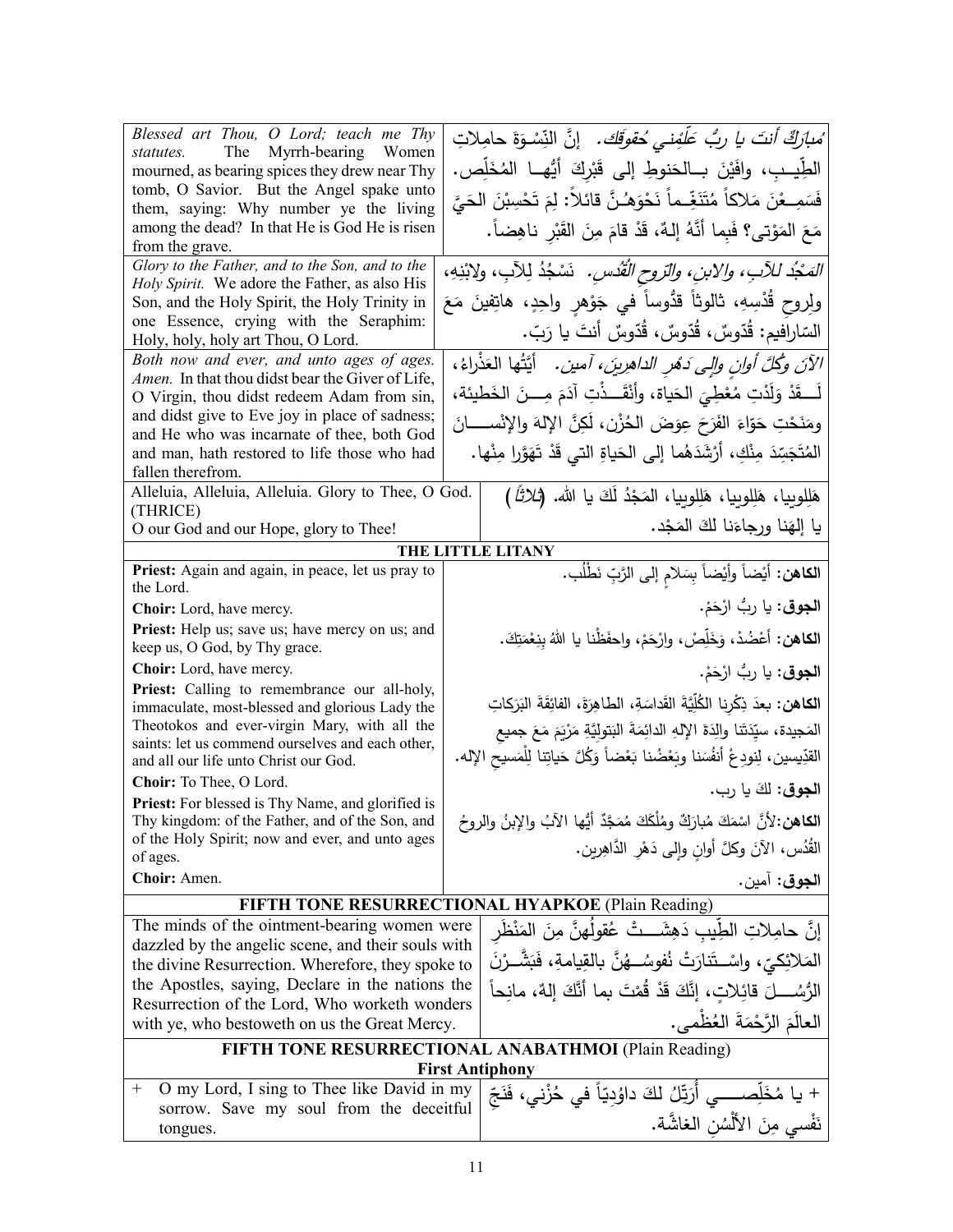| | |
|---|---|
| *Blessed art Thou, O Lord; teach me Thy statutes.* The Myrrh-bearing Women mourned, as bearing spices they drew near Thy tomb, O Savior. But the Angel spake unto them, saying: Why number ye the living among the dead? In that He is God He is risen from the grave. | *مُبارَكٌ أنتَ يا ربُّ عَلِّمْني حُقوقَك.* إنَّ النِّسْوَةَ حامِلاتِ الطِّيبِ، وافَيْنَ بالحَنوطِ إلى قَبْرِكَ أيُّها المُخَلِّص. فَسَمِعْنَ مَلاكاً مُتَنَغِّماً نَحْوَهُنَّ قائلاً: لِمَ تَحْسِبْنَ الحَيَّ مَعَ المَوْتى؟ فَبِما أنَّهُ إلهٌ، قَدْ قامَ مِنَ القَبْرِ ناهِضاً. |
| *Glory to the Father, and to the Son, and to the Holy Spirit.* We adore the Father, as also His Son, and the Holy Spirit, the Holy Trinity in one Essence, crying with the Seraphim: Holy, holy, holy art Thou, O Lord. | *المَجْدُ للآبِ، والابنِ، والرّوحِ القُدُس.* نَسْجُدُ لِلآبِ، ولابْنِهِ، ولِروحِ قُدْسِهِ، ثالوثاً قدُّوساً في جَوْهرٍ واحِدٍ، هاتِفينَ مَعَ السّارافيم: قُدّوسٌ، قُدّوسٌ، قُدّوسٌ أنتَ يا رَبّ. |
| *Both now and ever, and unto ages of ages. Amen.* In that thou didst bear the Giver of Life, O Virgin, thou didst redeem Adam from sin, and didst give to Eve joy in place of sadness; and He who was incarnate of thee, both God and man, hath restored to life those who had fallen therefrom. | *الآنَ وكُلَّ أوانٍ وإلى دَهْرِ الداهرينَ، آمين.* أيَّتُها العَذْراءُ، لَقَدْ وَلَدْتِ مُعْطِيَ الحَياة، وأنْقَذْتِ آدَمَ مِنَ الخَطيئة، ومَنَحْتِ حَوّاءَ الفَرَحَ عِوَضَ الحُزْن، لَكِنَّ الإلهَ والإنسانَ المُتَجَسِّدَ مِنْكِ، أرْشَدَهُما إلى الحَياةِ التي قَدْ تَهَوَّرا مِنْها. |
| Alleluia, Alleluia, Alleluia. Glory to Thee, O God. (THRICE)<br>O our God and our Hope, glory to Thee! | هَلِلوييا، هَلِلوييا، هَلِلوييا، المَجْدُ لَكَ يا الله. (*ثلاثاً*)<br>يا إلهَنا ورجاءَنا لكَ المَجْد. |

## THE LITTLE LITANY

| | |
|---|---|
| **Priest:** Again and again, in peace, let us pray to the Lord. | **الكاهن:** أيْضاً وأيْضاً بِسَلامٍ إلى الرَّبِّ نَطْلُب. |
| **Choir:** Lord, have mercy. | **الجوق:** يا ربُّ ارْحَمْ. |
| **Priest:** Help us; save us; have mercy on us; and keep us, O God, by Thy grace. | **الكاهن:** أعْضُدْ، وَخَلِّصْ، وارْحَمْ، واحفَظْنا يا اللهُ بِنِعْمَتِكَ. |
| **Choir:** Lord, have mercy. | **الجوق:** يا ربُّ ارْحَمْ. |
| **Priest:** Calling to remembrance our all-holy, immaculate, most-blessed and glorious Lady the Theotokos and ever-virgin Mary, with all the saints: let us commend ourselves and each other, and all our life unto Christ our God. | **الكاهن:** بعدَ ذِكْرِنا الكُلِّيَّةَ القَداسَةِ، الطاهِرَةَ، الفائِقَةَ البَرَكاتِ المَجيدة، سيِّدَتَنا والِدَةَ الإلهِ الدائِمَةَ البَتوليَّةِ مَرْيَمَ مَعَ جميعِ القدِّيسين، لِنودِعْ أنفُسَنا وبَعْضُنا بَعْضاً وَكُلَّ حَياتِنا لِلْمَسيحِ الإله. |
| **Choir:** To Thee, O Lord. | **الجوق:** لكَ يا رب. |
| **Priest:** For blessed is Thy Name, and glorified is Thy kingdom: of the Father, and of the Son, and of the Holy Spirit; now and ever, and unto ages of ages. | **الكاهن:** لأنَّ اسْمَكَ مُبارَكٌ ومُلْكَكَ مُمَجَّدٌ أيُّها الآبُ والإبنُ والروحُ القُدُس، الآنَ وكلَّ أوانٍ وإلى دَهْرِ الدَّاهِرين. |
| **Choir:** Amen. | **الجوق:** آمين. |

## FIFTH TONE RESURRECTIONAL HYAPKOE (Plain Reading)

| | |
|---|---|
| The minds of the ointment-bearing women were dazzled by the angelic scene, and their souls with the divine Resurrection. Wherefore, they spoke to the Apostles, saying, Declare in the nations the Resurrection of the Lord, Who worketh wonders with ye, who bestoweth on us the Great Mercy. | إنَّ حامِلاتِ الطِّيبِ دَهِشَتْ عُقولُهُنَّ مِنَ المَنْظَرِ المَلائِكيّ، واسْتَنارَتْ نُفوسُهُنَّ بالقِيامةِ، فَبَشَّرْنَ الرُّسُلَ قائِلاتٍ، إنَّكَ قَدْ قُمْتَ بما أنَّكَ إلهٌ، مانِحاً العالَمَ الرَّحْمَةَ العُظْمى. |

## FIFTH TONE RESURRECTIONAL ANABATHMOI (Plain Reading)

### First Antiphony

| | |
|---|---|
| + O my Lord, I sing to Thee like David in my sorrow. Save my soul from the deceitful tongues. | + يا مُخَلِّصي أُرَتِّلُ لكَ داوُدِيّاً في حُزْني، فَنَجِّ نَفْسي مِنَ الألْسُنِ الغاشَّة. |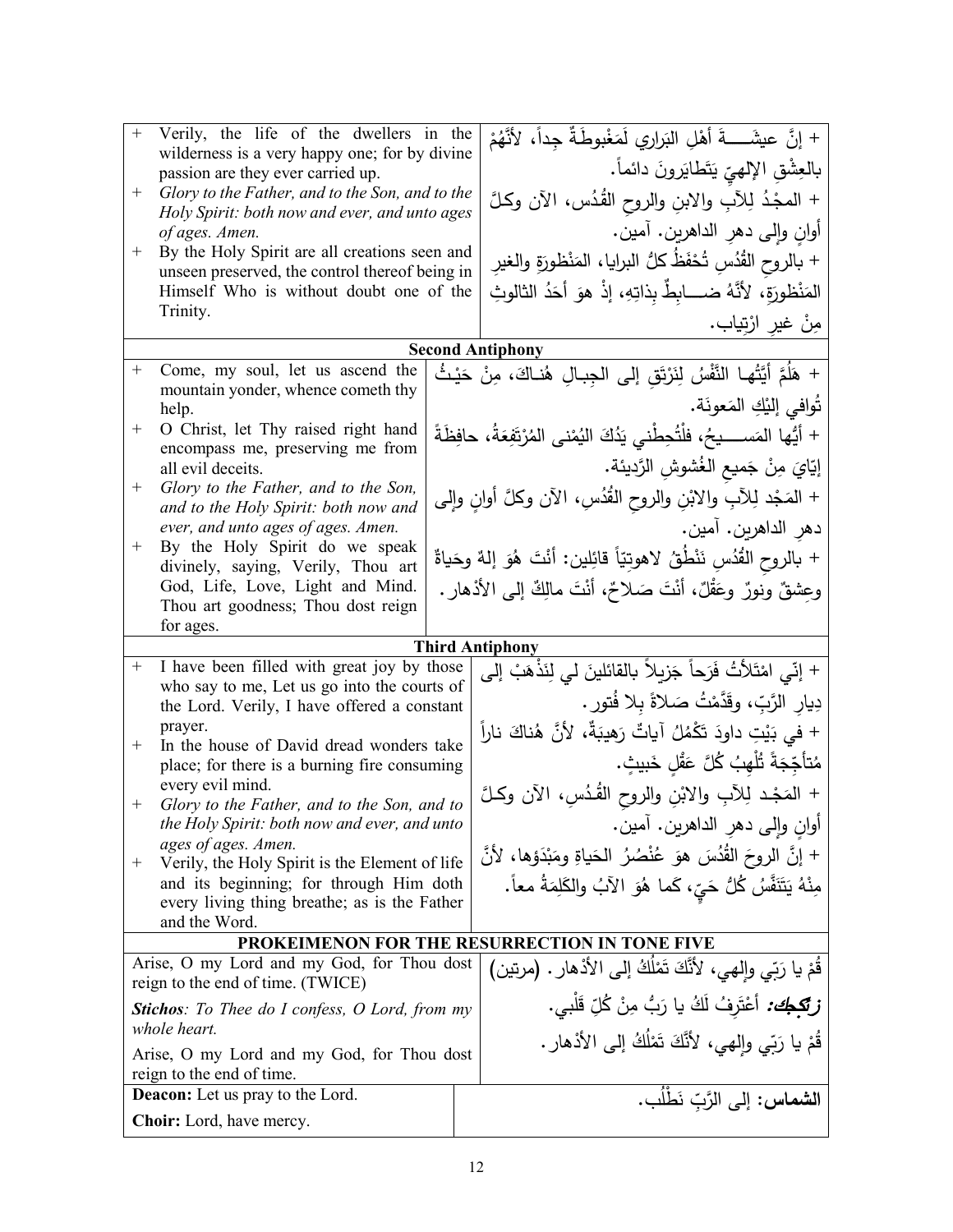| English | Arabic |
|---|---|
| + Verily, the life of the dwellers in the wilderness is a very happy one; for by divine passion are they ever carried up. | + إنَّ عيشَـــةَ أهْلِ البَراري لَمَغْبوطَةٌ جِداً، لأنَّهُمْ بالعِشْقِ الإلهيِّ يَتَطايَرونَ دائماً. |
| + *Glory to the Father, and to the Son, and to the Holy Spirit: both now and ever, and unto ages of ages. Amen.* | + المجْدُ لِلآبِ والابنِ والروحِ القُدُس، الآن وكلَّ أوانٍ وإلى دهرِ الداهرين. آمين. |
| + By the Holy Spirit are all creations seen and unseen preserved, the control thereof being in Himself Who is without doubt one of the Trinity. | + بالروحِ القُدُسِ تُحْفَظُ كلُّ البرايا، المَنْظورَةِ والغيرِ المَنْظورَةِ، لأنَّهُ ضـــابطٌ بِذاتِهِ، إذْ هوَ أحَدُ الثالوثِ مِنْ غيرِ ارْتِياب. |
| **Second Antiphony** | |
| + Come, my soul, let us ascend the mountain yonder, whence cometh thy help. | + هَلُمَّ أيَّتُها النَّفْسُ لِنَرْتَقِ إلى الجِبـالِ هُنـاكَ، مِنْ حَيْـثُ تُوافي إليْكِ المَعونَة. |
| + O Christ, let Thy raised right hand encompass me, preserving me from all evil deceits. | + أيُّها المَســـيحُ، فلْتُحِطْني يَدُكَ اليُمْنى المُرْتَفِعَةُ، حافِظَةً إيّايَ مِنْ جَميعِ الغُشوشِ الرَّديئة. |
| + *Glory to the Father, and to the Son, and to the Holy Spirit: both now and ever, and unto ages of ages. Amen.* | + المَجْد لِلآبِ والابْنِ والروحِ القُدُسِ، الآن وكلَّ أوانٍ وإلى دهرِ الداهرين. آمين. |
| + By the Holy Spirit do we speak divinely, saying, Verily, Thou art God, Life, Love, Light and Mind. Thou art goodness; Thou dost reign for ages. | + بالروحِ القُدُسِ نَنْطُقُ لاهوتيّاً قائِلين: أنْتَ هُوَ إلهٌ وحَياةٌ وعِشقٌ ونورٌ وعَقْلٌ، أنْتَ صَلاحٌ، أنْتَ مالِكٌ إلى الأدْهار. |
| **Third Antiphony** | |
| + I have been filled with great joy by those who say to me, Let us go into the courts of the Lord. Verily, I have offered a constant prayer. | + إنّي امْتَلأتُ فَرَحاً جَزيلاً بالقائلينَ لي لِنَذْهَبْ إلى دِيارِ الرَّبِّ، وقَدَّمْتُ صَلاةً بِلا فُتور. |
| + In the house of David dread wonders take place; for there is a burning fire consuming every evil mind. | + في بَيْتِ داودَ تَكْمُلُ آياتٌ رَهيبَةٌ، لأنَّ هُناكَ ناراً مُتأجِّجَةً تُلْهِبُ كُلَّ عَقْلٍ خَبيثٍ. |
| + *Glory to the Father, and to the Son, and to the Holy Spirit: both now and ever, and unto ages of ages. Amen.* | + المَجْد لِلآبِ والابْنِ والروحِ القُدُسِ، الآن وكلَّ أوانٍ وإلى دهرِ الداهرين. آمين. |
| + Verily, the Holy Spirit is the Element of life and its beginning; for through Him doth every living thing breathe; as is the Father and the Word. | + إنَّ الروحَ القُدُسَ هوَ عُنْصُرُ الحَياةِ ومَبْدَؤها، لأنَّ مِنْهُ يَتَنَفَّسُ كُلُّ حَيٍّ، كَما هُوَ الآبُ والكَلِمَةُ معاً. |
| **PROKEIMENON FOR THE RESURRECTION IN TONE FIVE** | |
| Arise, O my Lord and my God, for Thou dost reign to the end of time. (TWICE) | قُمْ يا رَبّي وإلهي، لأنَّكَ تَمْلُكُ إلى الأدْهار. (مرتين) |
| ***Stichos****: To Thee do I confess, O Lord, from my whole heart.* | ***زتكجك:*** أعْتَرِفُ لَكَ يا رَبُّ مِنْ كُلِّ قَلْبي. |
| Arise, O my Lord and my God, for Thou dost reign to the end of time. | قُمْ يا رَبّي وإلهي، لأنَّكَ تَمْلُكُ إلى الأدْهار. |
| **Deacon:** Let us pray to the Lord. | **الشماس:** إلى الرَّبِّ نَطْلُب. |
| **Choir:** Lord, have mercy. | |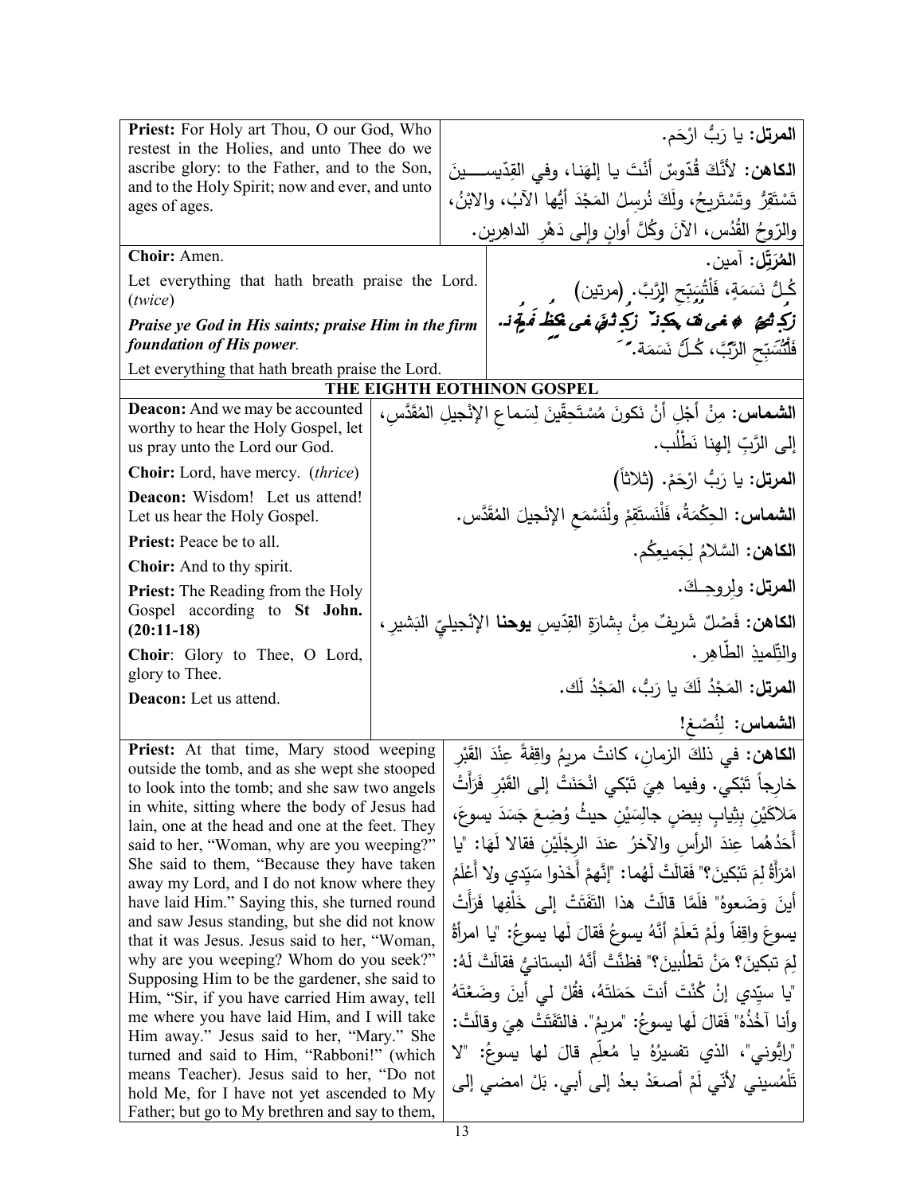| | |
|---|---|
| **Priest:** For Holy art Thou, O our God, Who restest in the Holies, and unto Thee do we ascribe glory: to the Father, and to the Son, and to the Holy Spirit; now and ever, and unto ages of ages. | **المرتل:** يا رَبُّ ارْحَم. **الكاهن:** لأنَّكَ قُدّوسٌ أنتَ يا إلهَنا، وفي القِدّيسـينَ تَسْتَقِرُّ وتَسْتَريحُ، ولَكَ نُرسِلُ المَجْدَ أيُّها الآبُ، والابْنُ، والرّوحُ القُدُس، الآنَ وكُلَّ أوانٍ وإلى دَهْرِ الداهِرين. |
| **Choir:** Amen. Let everything that hath breath praise the Lord. (*twice*) ***Praise ye God in His saints; praise Him in the firm foundation of His power.*** Let everything that hath breath praise the Lord. | **المُرَتِّل:** آمين. كُـلُّ نَسَمَةٍ، فَلْتُسَبِّحِ الرَّبَّ. (مرتين) سَبِّحوا اللهَ في جميعِ قدّيسيه، سَبِّحوه في جَلَدِ قوَّتِه. فَلْتُسَبِّحِ الرَّبَّ، كُـلُّ نَسَمَة. |

## THE EIGHTH EOTHINON GOSPEL

| | |
|---|---|
| **Deacon:** And we may be accounted worthy to hear the Holy Gospel, let us pray unto the Lord our God. | **الشماس:** مِنْ أجْلِ أنْ نَكونَ مُسْتَحِقّينَ لِسَماعِ الإنْجيلِ المُقَدَّس، إلى الرَّبِّ إلهِنا نَطْلُب. |
| **Choir:** Lord, have mercy. (*thrice*) | **المرتل:** يا رَبُّ ارْحَمْ. (ثلاثاً) |
| **Deacon:** Wisdom! Let us attend! Let us hear the Holy Gospel. | **الشماس:** الحِكْمَةُ، فَلْنَستَقِمْ ولْنَسْمَعِ الإنْجيلَ المُقَدَّس. |
| **Priest:** Peace be to all. | **الكاهن:** السَّلامُ لِجَميعِكُم. |
| **Choir:** And to thy spirit. | **المرتل:** ولِروحِـكَ. |
| **Priest:** The Reading from the Holy Gospel according to **St John. (20:11-18)** | **الكاهن:** فَصْلٌ شَريفٌ مِنْ بِشارَةِ القِدّيسِ **يوحنا** الإنْجيليّ البَشيرِ، والتِّلميذِ الطّاهِر. |
| **Choir**: Glory to Thee, O Lord, glory to Thee. | **المرتل:** المَجْدُ لَكَ يا رَبُّ، المَجْدُ لَك. |
| **Deacon:** Let us attend. | **الشماس:** لِنُصْغ! |
| **Priest:** At that time, Mary stood weeping outside the tomb, and as she wept she stooped to look into the tomb; and she saw two angels in white, sitting where the body of Jesus had lain, one at the head and one at the feet. They said to her, "Woman, why are you weeping?" She said to them, "Because they have taken away my Lord, and I do not know where they have laid Him." Saying this, she turned round and saw Jesus standing, but she did not know that it was Jesus. Jesus said to her, "Woman, why are you weeping? Whom do you seek?" Supposing Him to be the gardener, she said to Him, "Sir, if you have carried Him away, tell me where you have laid Him, and I will take Him away." Jesus said to her, "Mary." She turned and said to Him, "Rabboni!" (which means Teacher). Jesus said to her, "Do not hold Me, for I have not yet ascended to My Father; but go to My brethren and say to them, | **الكاهن:** في ذلكَ الزمانِ، كانتْ مريمُ واقِفَةً عِنْدَ القَبْرِ خارِجاً تَبْكي. وفيما هِيَ تَبْكي انْحَنَتْ إلى القَبْرِ فَرَأَتْ مَلاكَيْنِ بِثِيابٍ بِيضٍ جالِسَيْنِ حيثُ وُضِعَ جَسَدَ يسوعَ، أَحَدُهُما عِندَ الرأسِ والآخرُ عندَ الرِجْلَيْنِ فقالا لَهَا: "يا امْرَأَةُ لِمَ تَبْكينَ؟" فَقالَتْ لَهُما: "إنَّهمْ أَخَذوا سَيِّدي ولا أَعْلَمُ أينَ وَضَعوهُ" فلَمَّا قالَتْ هذا التَفَتَتْ إلى خَلْفِها فَرَأَتْ يسوعَ واقِفاً ولَمْ تَعلَمْ أنَّهُ يسوعُ فَقالَ لَها يسوعُ: "يا امرأةُ لِمَ تبكينَ؟ مَنْ تَطلُبينَ؟" فظَنَّتْ أنَّهُ البستانيُّ فقالَتْ لَهُ: "يا سيِّدي إنْ كُنْتَ أنتَ حَمَلتَهُ، فقُلْ لي أينَ وضَعْتَهُ وأنا آخُذُهُ" فَقالَ لَها يسوعُ: "مريمُ". فالتَفَتَتْ هِيَ وقالَتْ: "رابُّوني"، الذي تفسيرُهُ يا مُعلِّم قالَ لها يسوعُ: "لا تَلْمُسيني لأنّي لَمْ أَصعَدْ بعدُ إلى أبي. بَلْ امضي إلى |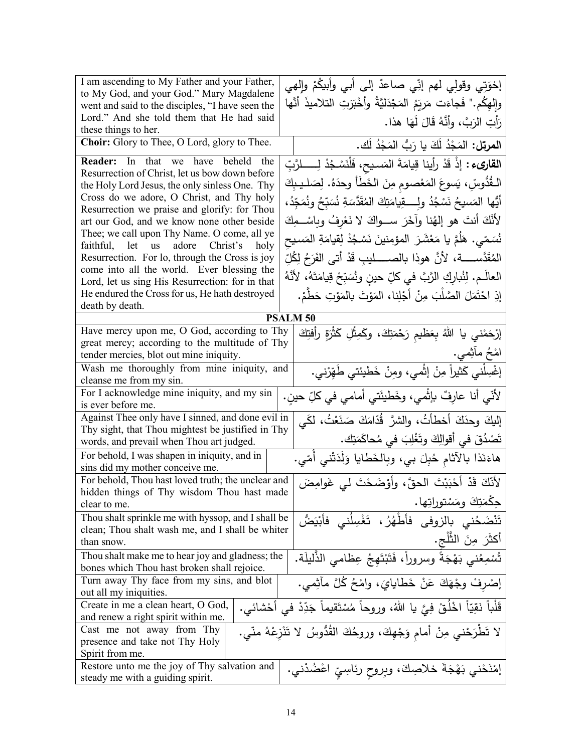| | |
|---|---|
| I am ascending to My Father and your Father, to My God, and your God." Mary Magdalene went and said to the disciples, "I have seen the Lord." And she told them that He had said these things to her. | إخوَتي وقولي لهم إنّي صاعدٌ إلى أبي وأبيكُمْ وإلهي وإلهِكُم." فَجاءَت مَريَمُ المَجْدَليَّةُ وأَخْبَرَتِ التلاميذَ أنَّها رَأتِ الرَبَّ، وأنَّهُ قالَ لَهَا هذا. |
| **Choir:** Glory to Thee, O Lord, glory to Thee. | **المرتل:** المَجْدُ لَكَ يا رَبُّ المَجْدُ لَك. |
| **Reader:** In that we have beheld the Resurrection of Christ, let us bow down before the Holy Lord Jesus, the only sinless One. Thy Cross do we adore, O Christ, and Thy holy Resurrection we praise and glorify: for Thou art our God, and we know none other beside Thee; we call upon Thy Name. O come, all ye faithful, let us adore Christ's holy Resurrection. For lo, through the Cross is joy come into all the world. Ever blessing the Lord, let us sing His Resurrection: for in that He endured the Cross for us, He hath destroyed death by death. | **القارىء:** إذْ قَدْ رأينا قِيامَةَ المَسيحِ، فَلْنَسْجُدْ لِلرَّبِّ القُدُّوسِ، يَسوعَ المَعْصومِ مِنَ الخَطَأ وحدَهُ. لِصَليبِكَ أيُّها المَسيحُ نَسْجُدُ ولِقِيامَتِكَ المُقَدَّسَةِ نُسَبِّحُ ونُمَجِّدُ، لأنَّكَ أنتَ هو إلهُنا وآخَرَ سِواكَ لا نَعْرِفُ وباسْمِكَ نُسَمّي. هَلُمَّ يا مَعْشَرَ المؤمنينَ نَسْجُدْ لِقِيامَةِ المَسيحِ المُقَدَّسة، لأنَّ هوذا بالصَليبِ قَدْ أتى الفَرَحُ لِكُلِّ العالَم. لِنُبارِكِ الرَّبَّ في كلِّ حينٍ ونُسَبِّحْ قِيامَتَهُ، لأنَّهُ إذِ احْتَمَلَ الصَّلْبَ مِنْ أجْلِنا، المَوْتَ بالمَوْتِ حَطَّمْ. |

## PSALM 50

| | |
|---|---|
| Have mercy upon me, O God, according to Thy great mercy; according to the multitude of Thy tender mercies, blot out mine iniquity. | إرْحَمْني يا اللهُ بِعَظيمِ رَحْمَتِكَ، وكَمِثْلِ كَثْرَةِ رأفتِكَ امْحُ مآثِمي. |
| Wash me thoroughly from mine iniquity, and cleanse me from my sin. | إغْسِلْني كَثيراً مِنْ إثْمي، ومِنْ خَطيئَتي طَهِّرْني. |
| For I acknowledge mine iniquity, and my sin is ever before me. | لأنّي أنا عارِفٌ بإثْمي، وخَطيئَتي أمامي في كلِّ حينٍ. |
| Against Thee only have I sinned, and done evil in Thy sight, that Thou mightest be justified in Thy words, and prevail when Thou art judged. | إليكَ وحدَكَ أخطأتُ، والشرَّ قُدّامَكَ صَنَعْتُ، لكَي تَصْدُقَ في أقوالِكَ وتَغْلِبَ في مُحاكَمَتِك. |
| For behold, I was shapen in iniquity, and in sins did my mother conceive me. | هاءنذا بالآثامِ حُبِلَ بي، وبالخَطايا وَلَدَتْني أمّي. |
| For behold, Thou hast loved truth; the unclear and hidden things of Thy wisdom Thou hast made clear to me. | لأنّكَ قَدْ أحْبَبْتَ الحقَّ، وأوْضَحْتَ لي غَوامِضَ حِكْمَتِكَ ومَسْتوراتِها. |
| Thou shalt sprinkle me with hyssop, and I shall be clean; Thou shalt wash me, and I shall be whiter than snow. | تَنْضَحُني بالزوفى فأطْهُرُ، تَغْسِلُني فأبْيَضُّ أكثَرَ مِنَ الثَّلْجِ. |
| Thou shalt make me to hear joy and gladness; the bones which Thou hast broken shall rejoice. | تُسْمِعُني بَهْجَةً وسروراً، فَتَبْتَهِجُ عِظامي الذَّليلَة. |
| Turn away Thy face from my sins, and blot out all my iniquities. | إصْرِفْ وجْهَكَ عَنْ خَطايايَ، وامْحُ كُلَّ مآثِمي. |
| Create in me a clean heart, O God, and renew a right spirit within me. | قَلْباً نَقِيّاً اخْلُقْ فِيَّ يا اللهُ، وروحاً مُسْتَقيماً جَدِّدْ في أحْشائي. |
| Cast me not away from Thy presence and take not Thy Holy Spirit from me. | لا تَطْرَحْني مِنْ أمامِ وَجْهِكَ، وروحُكَ القُدُّوسُ لا تَنْزِعْهُ منّي. |
| Restore unto me the joy of Thy salvation and steady me with a guiding spirit. | إمْنَحْني بَهْجَةَ خلاصِكَ، وبِروحٍ رئاسِيٍّ اعْضُدْني. |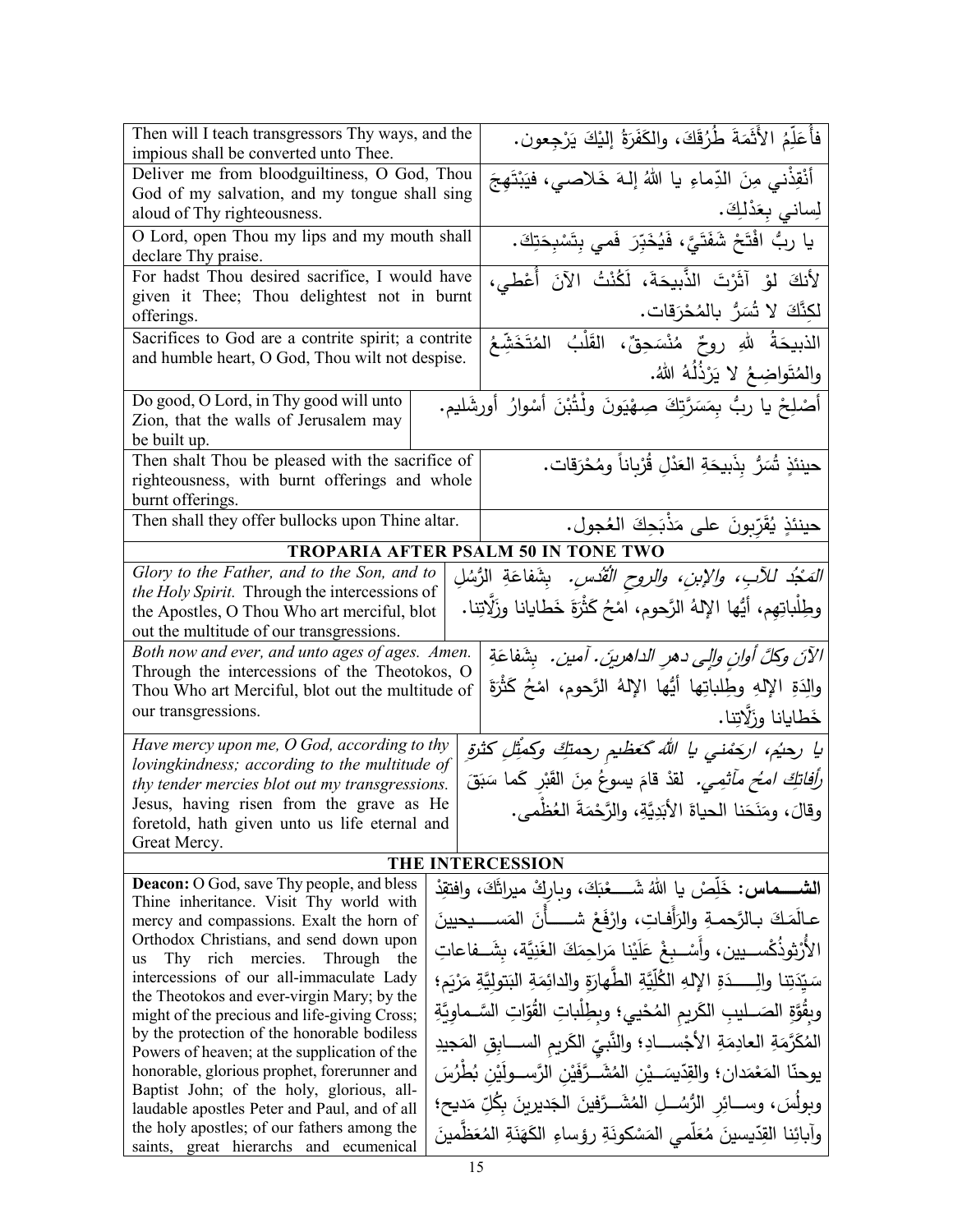| | |
|---|---|
| Then will I teach transgressors Thy ways, and the impious shall be converted unto Thee. | فأُعَلِّمُ الأَثَمَةَ طُرُقَكَ، والكَفَرَةُ إليْكَ يَرْجِعون. |
| Deliver me from bloodguiltiness, O God, Thou God of my salvation, and my tongue shall sing aloud of Thy righteousness. | أَنْقِذْني مِنَ الدِّماءِ يا اللهُ إلـهَ خَلاصي، فيَبْتَهِجَ لِساني بِعَدْلِكَ. |
| O Lord, open Thou my lips and my mouth shall declare Thy praise. | يا ربُّ افْتَحْ شَفَتَيَّ، فَيُخَبِّرَ فَمي بِتَسْبِحَتِكَ. |
| For hadst Thou desired sacrifice, I would have given it Thee; Thou delightest not in burnt offerings. | لأنكَ لوْ آثَرْتَ الذَّبيحَةَ، لَكُنْتُ الآنَ أُعْطي، لكِنَّكَ لا تُسَرُّ بالمُحْرَقات. |
| Sacrifices to God are a contrite spirit; a contrite and humble heart, O God, Thou wilt not despise. | الذبيحَةُ للهِ روحٌ مُنْسَحِقٌ، القَلْبُ المُتَخَشِّعُ والمُتَواضِعُ لا يَرْذُلُهُ اللهُ. |
| Do good, O Lord, in Thy good will unto Zion, that the walls of Jerusalem may be built up. | أَصْلِحْ يا ربُّ بِمَسَرَّتِكَ صِهْيَونَ ولْتُبْنَ أَسْوارُ أورشَليم. |
| Then shalt Thou be pleased with the sacrifice of righteousness, with burnt offerings and whole burnt offerings. | حينئذٍ تُسَرُّ بِذَبيحَةِ العَدْلِ قُرْباناً ومُحْرَقات. |
| Then shall they offer bullocks upon Thine altar. | حينئذٍ يُقَرِّبونَ على مَذْبَحِكَ العُجول. |

## TROPARIA AFTER PSALM 50 IN TONE TWO

| | |
|---|---|
| *Glory to the Father, and to the Son, and to the Holy Spirit.* Through the intercessions of the Apostles, O Thou Who art merciful, blot out the multitude of our transgressions. | *المَجْدُ للآبِ، والإبنِ، والروحِ القُدُس.* بِشَفاعَةِ الرُّسُلِ وطِلْباتِهِم، أَيُّها الإلهُ الرَّحوم، امْحُ كَثْرَةَ خَطايانا وزَلَّاتِنا. |
| *Both now and ever, and unto ages of ages. Amen.* Through the intercessions of the Theotokos, O Thou Who art Merciful, blot out the multitude of our transgressions. | *الآنَ وكلَّ أوانٍ وإلى دهرِ الداهرينَ. آمين.* بِشَفاعَةِ والِدَةِ الإلهِ وطِلباتِها أَيُّها الإلهُ الرَّحوم، امْحُ كَثْرَةَ خَطايانا وزَلَّاتِنا. |
| *Have mercy upon me, O God, according to thy lovingkindness; according to the multitude of thy tender mercies blot out my transgressions.* Jesus, having risen from the grave as He foretold, hath given unto us life eternal and Great Mercy. | *يا رحيم، ارحَمْني يا الله كعَظيمِ رحمتِكَ وكمِثْلِ كثرةِ رأفاتِكَ امحُ مآثِمي.* لقدْ قامَ يسوعُ مِنَ القَبْرِ كَما سَبَقَ وقالَ، ومَنَحَنا الحياةَ الأبَدِيَّةِ، والرَّحْمَةَ العُظْمى. |

## THE INTERCESSION

| | |
|---|---|
| **Deacon:** O God, save Thy people, and bless Thine inheritance. Visit Thy world with mercy and compassions. Exalt the horn of Orthodox Christians, and send down upon us Thy rich mercies. Through the intercessions of our all-immaculate Lady the Theotokos and ever-virgin Mary; by the might of the precious and life-giving Cross; by the protection of the honorable bodiless Powers of heaven; at the supplication of the honorable, glorious prophet, forerunner and Baptist John; of the holy, glorious, all-laudable apostles Peter and Paul, and of all the holy apostles; of our fathers among the saints, great hierarchs and ecumenical | **الشـــماس:** خَلِّصْ يا اللهُ شَـــعْبَكَ، وبارِكْ ميراثَكَ، وافتقِدْ عـالَمَكَ بـالرَّحمـةِ والرَّأَفـاتِ، وارْفَعْ شـــأْنَ المَســـيحيينَ الأُرْثوذُكْســيين، وأَسْــبِغْ عَلَيْنا مَراحِمَكَ الغَنِيَّة، بِشَــفاعاتِ سَيِّدَتِنا والِـــدَةِ الإلهِ الكُلِّيَّةِ الطَّهارَةِ والدائِمَةِ البَتولِيَّةِ مَرْيَم؛ وبِقُوَّةِ الصَــليبِ الكَريمِ المُحْيي؛ وبِطِلْباتِ القُوّاتِ السَّــماوِيَّةِ المُكَرَّمَةِ العادِمَةِ الأجْســادِ؛ والنَّبِيِّ الكَريمِ الســابِقِ المَجيدِ يوحنّا المَعْمَدان؛ والقِدّيسَــيْنِ المُشَــرَّفَيْنِ الرَّسولَيْنِ بُطْرُسَ وبولُسَ، وســائِرِ الرُّسُــلِ المُشَــرَّفينَ الجَديرينَ بِكُلِّ مَديح؛ وآبائِنا القِدّيسينَ مُعَلِّمي المَسْكونَةِ رؤساءِ الكَهَنَةِ المُعَظَّمينَ |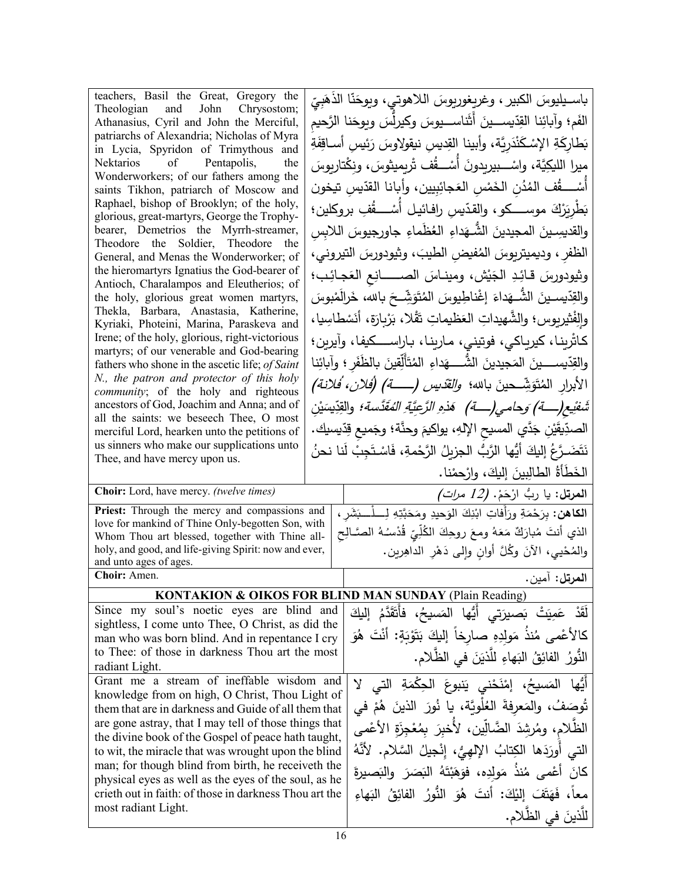| | |
|---|---|
| teachers, Basil the Great, Gregory the Theologian and John Chrysostom; Athanasius, Cyril and John the Merciful, patriarchs of Alexandria; Nicholas of Myra in Lycia, Spyridon of Trimythous and Nektarios of Pentapolis, the Wonderworkers; of our fathers among the saints Tikhon, patriarch of Moscow and Raphael, bishop of Brooklyn; of the holy, glorious, great-martyrs, George the Trophy-bearer, Demetrios the Myrrh-streamer, Theodore the Soldier, Theodore the General, and Menas the Wonderworker; of the hieromartyrs Ignatius the God-bearer of Antioch, Charalampos and Eleutherios; of the holy, glorious great women martyrs, Thekla, Barbara, Anastasia, Katherine, Kyriaki, Photeini, Marina, Paraskeva and Irene; of the holy, glorious, right-victorious martyrs; of our venerable and God-bearing fathers who shone in the ascetic life; *of Saint N., the patron and protector of this holy community*; of the holy and righteous ancestors of God, Joachim and Anna; and of all the saints: we beseech Thee, O most merciful Lord, hearken unto the petitions of us sinners who make our supplications unto Thee, and have mercy upon us. | باسيليوسَ الكبير، وغريغوريوسَ اللاهوتي، ويوحَنّا الذَهَبِيّ الفَم؛ وآبائِنا القِدّيسينَ أَثَناسيوسَ وكيرلّسَ ويوحَنا الرَّحيم بَطارِكَةِ الإسْكَنْدَرِيَّة، وأبينا القِديسِ نيقولاوسَ رَئيسِ أساقِفَةِ ميرا الليكِيَّة، واسْبيريدونَ أُسْقُف تْريميثوسَ، ونِكْتاريوسَ أُسْقُف المُدُنِ الخَمْسِ العَجائِبِيين، وأَبانا القدّيسِ تيخون بَطْرِيَرْكَ موسكو، والقدّيسِ رافائيل أُسْقُفِ بروكلين؛ والقديسينَ المجيدينَ الشُّهَداءِ العُظَماءِ جاورجيوسَ اللابِسِ الظفرِ، وديميتريوسَ المُفيضِ الطيبَ، وثيودورسَ التيروني، وثيودورسَ قائِدِ الجَيْش، ومينـاسَ الصانِعِ العَجائِب؛ والقِدّيسينَ الشُّهَداءَ إغْناطِيوسَ المُتَوَشِّحَ بالله، خَرالَمْبوسَ والِفْثيريوس؛ والشَّهيداتِ العَظيماتِ تَقْلا، بَرْبارَة، أنَسْطاسِيا، كاثْرينا، كيرياكي، فوتيني، مارينا، باراسكيفا، وآيرين؛ والقِدّيسينَ المَجيدينَ الشُّهَداءِ المُتَأَلِّقينَ بالظَفَر؛ وآبائِنا الأبرارِ المُتَوَشِّحينَ بالله؛ *والقدّيس (ــة) (فلان، فلانة) شَفيع(ــة) وَحامي(ــة) هَذِهِ الرَّعِيَّةِ المُقَدَّسة؛* والقِدّيسَيْنِ الصدّيقَيْنِ جَدَّي المسيحِ الإلهِ، يواكيمَ وحنَّة؛ وجَميعِ قِدّيسيك. نَتَضَرَّعُ إليكَ أيُّها الرَّبُّ الجزيلُ الرَّحمةِ، فَاسْتَجِبْ لَنا نحنُ الخَطَأَةُ الطالِبينَ إليكَ، وارْحمْنا. |
| **Choir:** Lord, have mercy. *(twelve times)* | **المرتل:** يا ربُّ ارْحَمْ. *(12 مرات)* |
| **Priest:** Through the mercy and compassions and love for mankind of Thine Only-begotten Son, with Whom Thou art blessed, together with Thine all-holy, and good, and life-giving Spirit: now and ever, and unto ages of ages. | **الكاهن:** بِرَحْمَةِ ورَأَفاتِ ابْنِكَ الوَحيدِ ومَحَبَّتِهِ لِلْبَشَرِ، الذي أنتَ مُبارَكٌ مَعَهُ ومعَ روحِكَ الكُلِّيِّ قُدْسُهُ الصَّالِحِ والمُحْيي، الآنَ وكُلَّ أوانٍ وإلى دَهْرِ الداهِرين. |
| **Choir:** Amen. | **المرتل:** آمين. |

**KONTAKION & OIKOS FOR BLIND MAN SUNDAY** (Plain Reading)

| | |
|---|---|
| Since my soul's noetic eyes are blind and sightless, I come unto Thee, O Christ, as did the man who was born blind. And in repentance I cry to Thee: of those in darkness Thou art the most radiant Light. | لَقَدْ عَمِيَتْ بَصيرَتي أَيُّها المَسيحُ، فأَتَقَدَّمُ إليكَ كالأعْمى مُنذُ مَولِدِهِ صارِخاً إليكَ بَتَوْبَةٍ: أنْتَ هُوَ النُّورُ الفائِقُ البَهاءِ للَّذينَ في الظَّلام. |
| Grant me a stream of ineffable wisdom and knowledge from on high, O Christ, Thou Light of them that are in darkness and Guide of all them that are gone astray, that I may tell of those things that the divine book of the Gospel of peace hath taught, to wit, the miracle that was wrought upon the blind man; for though blind from birth, he receiveth the physical eyes as well as the eyes of the soul, as he crieth out in faith: of those in darkness Thou art the most radiant Light. | أَيُّها المَسيحُ، إمْنَحْني يَنبوعَ الحِكْمَةِ التي لا تُوصَفُ، والمَعرفةَ العُلْوِيَّة، يا نُورَ الذينَ هُمْ في الظَّلامِ، ومُرشِدَ الضَّالِّين، لأُخبِرَ بِمُعْجِزَةِ الأعْمى التي أَوْرَدَها الكِتابُ الإلهِيُّ، إنْجيلُ السَّلام. لأنَّهُ كانَ أعْمى مُنذُ مَولِدِه، فوَهَبْتَهُ البَصَرَ والبَصيرَةَ معاً، فَهَتَفَ إلَيْكَ: أنتَ هُوَ النُّورُ الفائِقُ البَهاءِ لِلَّذينَ في الظَّلام. |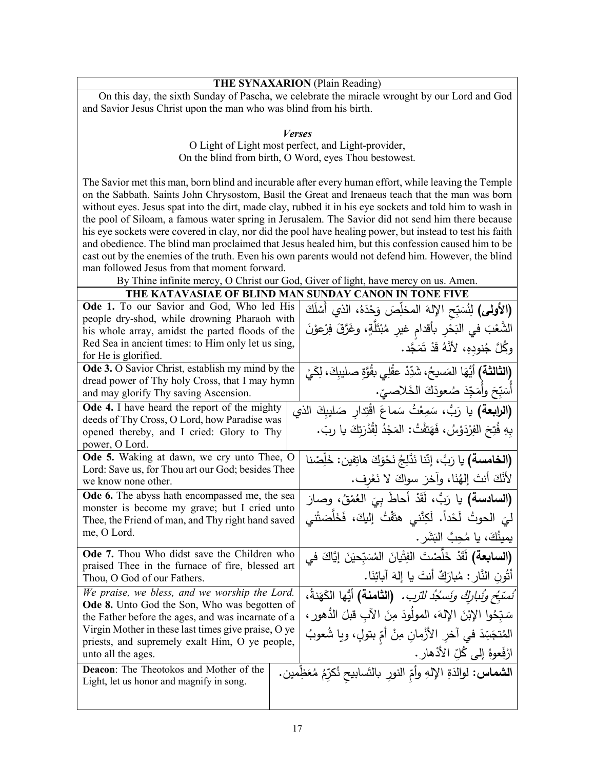**THE SYNAXARION** (Plain Reading)

On this day, the sixth Sunday of Pascha, we celebrate the miracle wrought by our Lord and God and Savior Jesus Christ upon the man who was blind from his birth.

***Verses***

O Light of Light most perfect, and Light-provider,
On the blind from birth, O Word, eyes Thou bestowest.

The Savior met this man, born blind and incurable after every human effort, while leaving the Temple on the Sabbath. Saints John Chrysostom, Basil the Great and Irenaeus teach that the man was born without eyes. Jesus spat into the dirt, made clay, rubbed it in his eye sockets and told him to wash in the pool of Siloam, a famous water spring in Jerusalem. The Savior did not send him there because his eye sockets were covered in clay, nor did the pool have healing power, but instead to test his faith and obedience. The blind man proclaimed that Jesus healed him, but this confession caused him to be cast out by the enemies of the truth. Even his own parents would not defend him. However, the blind man followed Jesus from that moment forward.

By Thine infinite mercy, O Christ our God, Giver of light, have mercy on us. Amen.

**THE KATAVASIAE OF BLIND MAN SUNDAY CANON IN TONE FIVE**

| | |
|---|---|
| **Ode 1.** To our Savior and God, Who led His people dry-shod, while drowning Pharaoh with his whole array, amidst the parted floods of the Red Sea in ancient times: to Him only let us sing, for He is glorified. | **(الأولى)** لِنُسَبِّحِ الإلهَ المخلِّصَ وَحْدَهُ، الذي أَسْلَكَ الشَّعْبَ في البَحْرِ بأقدامٍ غيرِ مُبْتَلَّةٍ، وغَرَّقَ فِرْعَوْنَ وكُلَّ جُنودِهِ، لأنَّهُ قَدْ تَمَجَّد. |
| **Ode 3.** O Savior Christ, establish my mind by the dread power of Thy holy Cross, that I may hymn and may glorify Thy saving Ascension. | **(الثالثة)** أيُّهَا المَسيحُ، شَدِّدْ عقْلِي بقُوَّةِ صليبِكَ، لِكَيْ أُسَبِّحَ وأُمَجِّدَ صُعودَكَ الخَلاصيّ. |
| **Ode 4.** I have heard the report of the mighty deeds of Thy Cross, O Lord, how Paradise was opened thereby, and I cried: Glory to Thy power, O Lord. | **(الرابعة)** يا رَبُّ، سَمِعْتُ سَماعَ اقْتِدارِ صَليبِكَ الذي بِهِ فُتِحَ الفِرْدَوْسُ، فَهَتَفْتُ: المَجْدُ لِقُدْرَتِكَ يا ربّ. |
| **Ode 5.** Waking at dawn, we cry unto Thee, O Lord: Save us, for Thou art our God; besides Thee we know none other. | **(الخامسة)** يا رَبُّ، إنّنا نَدَّلِجُ نَحْوَكَ هاتِفين: خَلِّصْنا لأَنَّكَ أنتَ إلهُنَا، وآخرَ سواكَ لا نَعْرِف. |
| **Ode 6.** The abyss hath encompassed me, the sea monster is become my grave; but I cried unto Thee, the Friend of man, and Thy right hand saved me, O Lord. | **(السادسة)** يا رَبُّ، لَقَدْ أحاطَ بِيَ العُمْقُ، وصارَ لِيَ الحوتُ لَحْداً. لَكِنَّني هتَفْتُ إليكَ، فَخَلَّصَتْني يمينُكَ، يا مُحِبَّ البَشَر. |
| **Ode 7.** Thou Who didst save the Children who praised Thee in the furnace of fire, blessed art Thou, O God of our Fathers. | **(السابعة)** لَقَدْ خَلَّصْتَ الفِتْيانَ المُسَبِّحينَ إيَّاكَ في أتُونِ النَّار: مُبارَكٌ أنتَ يا إلهَ آبائِنَا. |
| *We praise, we bless, and we worship the Lord.* **Ode 8.** Unto God the Son, Who was begotten of the Father before the ages, and was incarnate of a Virgin Mother in these last times give praise, O ye priests, and supremely exalt Him, O ye people, unto all the ages. | *نُسبّحُ ونُباركُ ونَسجُدُ للرّب.* **(الثامنة)** أيُّها الكَهَنةُ، سَبِّحُوا الإبْنَ الإلهَ، المولُودَ مِنَ الآبِ قبلَ الدُّهور، المُتجَسِّدَ في آخرِ الأزْمانِ مِنْ أمٍّ بتولٍ، ويا شُعوبُ ارْفَعوهُ إلى كُلِّ الأَدْهار. |
| **Deacon**: The Theotokos and Mother of the Light, let us honor and magnify in song. | **الشماس:** لوالدَةِ الإلهِ وأمِّ النورِ بالتَسابيحِ نُكَرِّمُ مُعَظِّمين. |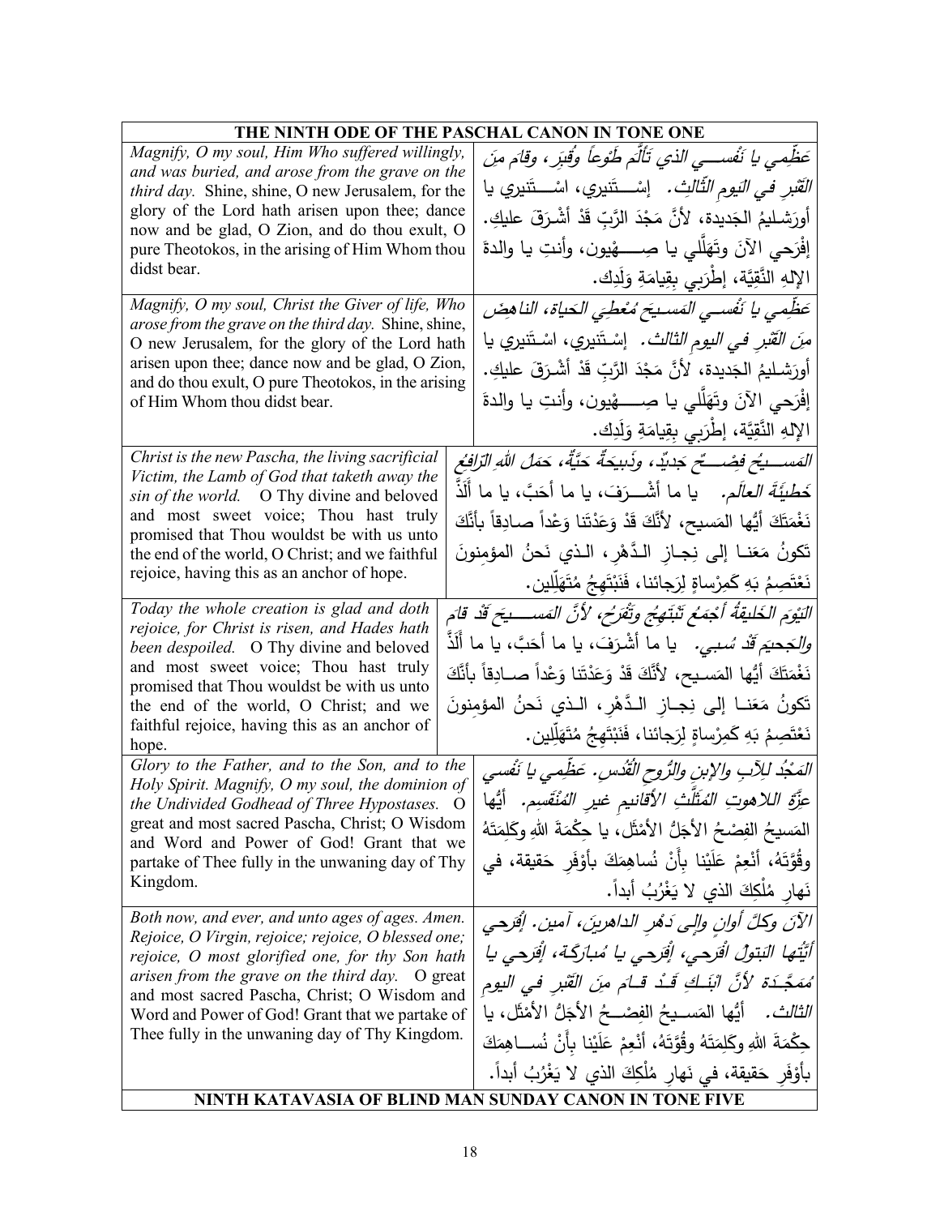| THE NINTH ODE OF THE PASCHAL CANON IN TONE ONE | |
|---|---|
| *Magnify, O my soul, Him Who suffered willingly, and was buried, and arose from the grave on the third day.* Shine, shine, O new Jerusalem, for the glory of the Lord hath arisen upon thee; dance now and be glad, O Zion, and do thou exult, O pure Theotokos, in the arising of Him Whom thou didst bear. | *عَظِّمي يا نَفْســـي الذي تَأَلَّم طَوْعاً وقُبِر، وقامَ مِنَ القَبْرِ في اليومِ الثَّالِث.* إسْـــتَنيري، اسْـــتَنيري يا أورَشـليمُ الجَديدة، لأنَّ مَجْدَ الرَّبِّ قَدْ أَشْـرَقَ عليكِ. إفْرَحي الآنَ وتَهَلَّلي يا صِـــهْيون، وأنتِ يا والدةَ الإلهِ النَّقِيَّة، إطْرَبي بِقِيامَةِ وَلَدِك. |
| *Magnify, O my soul, Christ the Giver of life, Who arose from the grave on the third day.* Shine, shine, O new Jerusalem, for the glory of the Lord hath arisen upon thee; dance now and be glad, O Zion, and do thou exult, O pure Theotokos, in the arising of Him Whom thou didst bear. | *عَظِّمي يا نَفْســي المَسـيحَ مُعْطِيَ الحَياة، الناهِضَ مِنَ القَبْرِ في اليومِ الثالث.* إسْـتَنيري، اسْـتَنيري يا أورَشـليمُ الجَديدة، لأنَّ مَجْدَ الرَّبِّ قَدْ أَشْـرَقَ عليكِ. إفْرَحي الآنَ وتَهَلَّلي يا صِـــهْيون، وأنتِ يا والدةَ الإلهِ النَّقِيَّة، إطْرَبي بِقِيامَةِ وَلَدِك. |
| *Christ is the new Pascha, the living sacrificial Victim, the Lamb of God that taketh away the sin of the world.* O Thy divine and beloved and most sweet voice; Thou hast truly promised that Thou wouldst be with us unto the end of the world, O Christ; and we faithful rejoice, having this as an anchor of hope. | *المَســـيحُ فِصْــــحٌ جَديدٌ، وذَبيحَةٌ حَيَّةٌ، حَمَلُ اللهِ الرَّافِعُ خَطيئَةَ العالَم.* يا ما أشْــرَفَ، يا ما أحَبَّ، يا ما أَلَذَّ نَغْمَتَكَ أيُّها المَسيح، لأنَّكَ قَدْ وَعَدْتَنا وَعْداً صـادِقاً بأنَّكَ تَكونُ مَعَنـا إلى نِجـازِ الـدَّهْرِ، الـذي نَحنُ المؤمِنونَ نَعْتَصِمُ بَهِ كَمِرْساةٍ لِرَجائنا، فَنَبْتَهِجُ مُتَهَلِّلين. |
| *Today the whole creation is glad and doth rejoice, for Christ is risen, and Hades hath been despoiled.* O Thy divine and beloved and most sweet voice; Thou hast truly promised that Thou wouldst be with us unto the end of the world, O Christ; and we faithful rejoice, having this as an anchor of hope. | *اليَوْمَ الخَليقَةُ أجْمَعُ تَبْتَهِجُ وتَفْرَحُ، لأنَّ المَســـيحَ قَدْ قامَ والجَحيمَ قَدْ سُبِي.* يا ما أشْرَفَ، يا ما أحَبَّ، يا ما أَلَذَّ نَغْمَتَكَ أيُّها المَسـيح، لأنَّكَ قَدْ وَعَدْتَنا وَعْداً صـادِقاً بأنَّكَ تَكونُ مَعَنـا إلى نِجـازِ الـدَّهْرِ، الـذي نَحنُ المؤمِنونَ نَعْتَصِمُ بَهِ كَمِرْساةٍ لِرَجائنا، فَنَبْتَهِجُ مُتَهَلِّلين. |
| *Glory to the Father, and to the Son, and to the Holy Spirit. Magnify, O my soul, the dominion of the Undivided Godhead of Three Hypostases.* O great and most sacred Pascha, Christ; O Wisdom and Word and Power of God! Grant that we partake of Thee fully in the unwaning day of Thy Kingdom. | *المَجْدُ لِلآبِ والإبنِ والرُّوحِ القُدُس. عَظِّمي يا نَفْسي عِزَّةَ اللاهوتِ المُثَلَّثِ الأقانيمِ غيرِ المُنْقَسِم.* أيُّها المَسيحُ الفِصْحُ الأجَلُّ الأمْثَل، يا حِكْمَةَ اللهِ وكَلِمَتَهُ وقُوَّتَهُ، أنْعِمْ عَلَيْنا بِأَنْ نُساهِمَكَ بأوْفَرِ حَقيقة، في نَهارِ مُلْكِكَ الذي لا يَغْرُبُ أبداً. |
| *Both now, and ever, and unto ages of ages. Amen. Rejoice, O Virgin, rejoice; rejoice, O blessed one; rejoice, O most glorified one, for thy Son hath arisen from the grave on the third day.* O great and most sacred Pascha, Christ; O Wisdom and Word and Power of God! Grant that we partake of Thee fully in the unwaning day of Thy Kingdom. | *الآنَ وكلَّ أوانٍ وإلى دَهْرِ الداهرينَ، آمين. إفْرَحي أيَّتُها البَتولُ افْرَحي، إفْرَحي يا مُبارَكَة، إفْرَحي يا مُمَجَّـدَة لأنَّ ابْنَـكِ قَـدْ قـامَ مِنَ القَبْرِ في اليومِ الثالث.* أيُّها المَسـيحُ الفِصْــحُ الأجَلُّ الأمْثَل، يا حِكْمَةَ اللهِ وكَلِمَتَهُ وقُوَّتَهُ، أنْعِمْ عَلَيْنا بِأَنْ نُســاهِمَكَ بأوْفَرِ حَقيقة، في نَهارِ مُلْكِكَ الذي لا يَغْرُبُ أبداً. |
| **NINTH KATAVASIA OF BLIND MAN SUNDAY CANON IN TONE FIVE** | |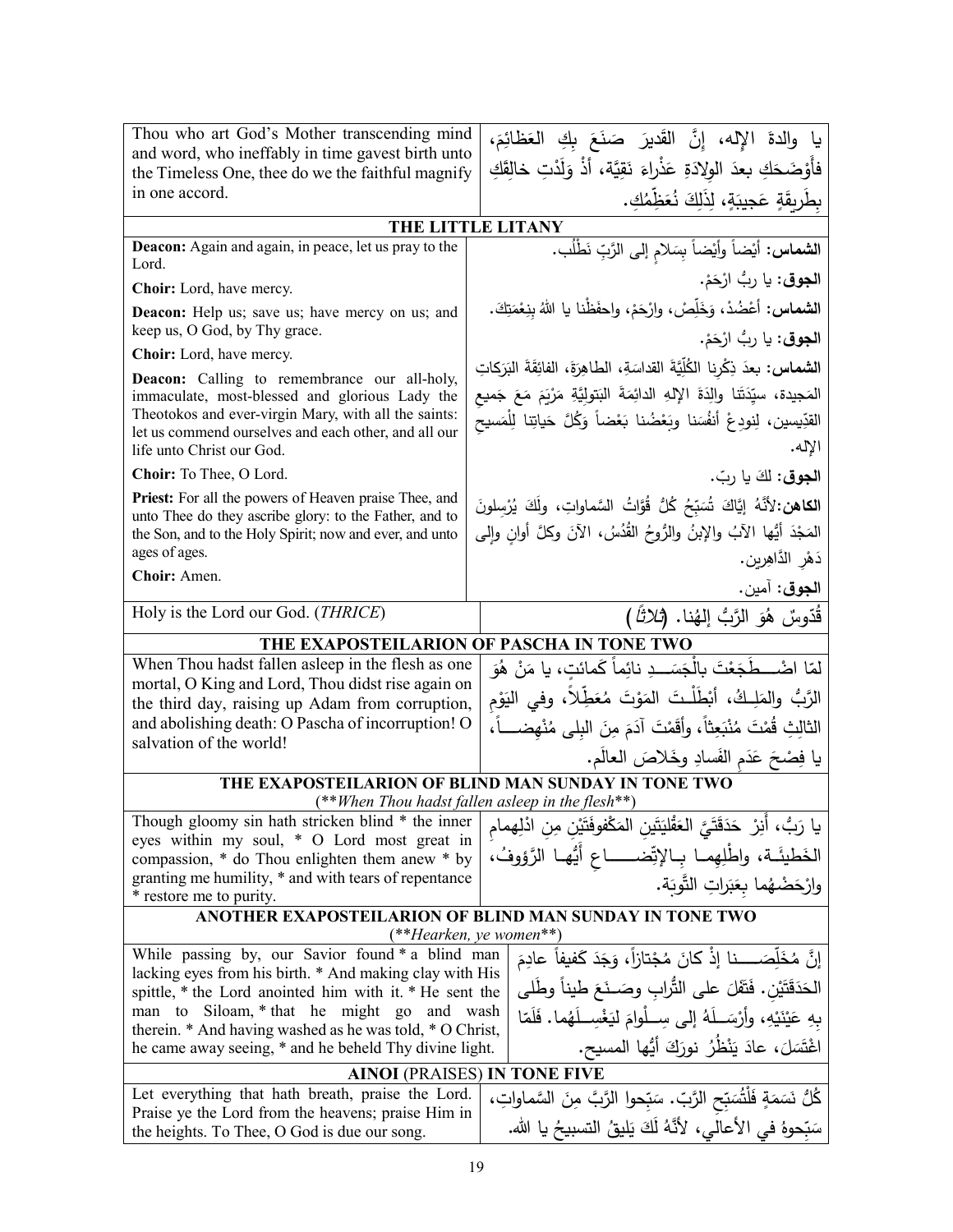| Thou who art God's Mother transcending mind and word, who ineffably in time gavest birth unto the Timeless One, thee do we the faithful magnify in one accord. | يا والدةَ الإلهِ، إنَّ القَديرَ صَنَعَ بِكِ العَظائِمَ، فأَوْضَحَكِ بعدَ الوِلادَةِ عَذْراءَ نَقِيَّةً، أَذْ وَلَدْتِ خالِقَكِ بِطَريقَةٍ عَجيبَةٍ، لِذَلِكَ نُعَظِّمُكِ. |
|---|---|

## THE LITTLE LITANY

| | |
|---|---|
| **Deacon:** Again and again, in peace, let us pray to the Lord. | **الشماس:** أيْضاً وأيْضاً بِسَلامٍ إلى الرَّبِّ نَطْلُب. |
| **Choir:** Lord, have mercy. | **الجوق:** يا ربُّ ارْحَمْ. |
| **Deacon:** Help us; save us; have mercy on us; and keep us, O God, by Thy grace. | **الشماس:** أَعْضُدْ، وَخَلِّصْ، وارْحَمْ، واحفَظْنا يا اللهُ بِنِعْمَتِكَ. |
| **Choir:** Lord, have mercy. | **الجوق:** يا ربُّ ارْحَمْ. |
| **Deacon:** Calling to remembrance our all-holy, immaculate, most-blessed and glorious Lady the Theotokos and ever-virgin Mary, with all the saints: let us commend ourselves and each other, and all our life unto Christ our God. | **الشماس:** بعدَ ذِكْرِنا الكُلِّيَّةَ القداسَةِ، الطاهِرَةَ، الفائِقَةَ البَرَكاتِ المَجيدة، سيِّدَتَنا والِدَةَ الإلهِ الدائِمَةَ البَتولِيَّةِ مَرْيَمَ مَعَ جَميعِ القدِّيسين، لِنودِعْ أنفُسَنا وبَعْضُنا بَعْضاً وَكُلَّ حَياتِنا لِلْمَسيحِ الإله. |
| **Choir:** To Thee, O Lord. | **الجوق:** لكَ يا ربّ. |
| **Priest:** For all the powers of Heaven praise Thee, and unto Thee do they ascribe glory: to the Father, and to the Son, and to the Holy Spirit; now and ever, and unto ages of ages. | **الكاهن:**لأنَّهُ إيَّاكَ تُسَبِّحُ كُلُّ قُوَّاتُ السَّماواتِ، ولَكَ يُرْسِلونَ المَجْدَ أيُّها الآبُ والإبنُ والرُّوحُ القُدُسُ، الآنَ وكلَّ أوانٍ وإلى دَهْرِ الدَّاهِرين. |
| **Choir:** Amen. | **الجوق:** آمين. |
| Holy is the Lord our God. (*THRICE*) | قُدّوسٌ هُوَ الرَّبُّ إلهُنا. (*ثلاثاً*) |

## THE EXAPOSTEILARION OF PASCHA IN TONE TWO

| | |
|---|---|
| When Thou hadst fallen asleep in the flesh as one mortal, O King and Lord, Thou didst rise again on the third day, raising up Adam from corruption, and abolishing death: O Pascha of incorruption! O salvation of the world! | لمّا اضْــطَجَعْتَ بالْجَسَــدِ نائِماً كَمائتٍ، يا مَنْ هُوَ الرَّبُّ والمَلِـكُ، أَبْطَلْـتَ المَوْتَ مُعَطِّلاً، وفي اليَوْمِ الثالِثِ قُمْتَ مُنْبَعِثاً، وأَقَمْتَ آدَمَ مِنَ البِلى مُنْهِضــاً، يا فِصْحَ عَدَمِ الفَسادِ وخَلاصَ العالَم. |

## THE EXAPOSTEILARION OF BLIND MAN SUNDAY IN TONE TWO

(***When Thou hadst fallen asleep in the flesh***)

| | |
|---|---|
| Though gloomy sin hath stricken blind * the inner eyes within my soul, * O Lord most great in compassion, * do Thou enlighten them anew * by granting me humility, * and with tears of repentance * restore me to purity. | يا رَبُّ، أَنِرْ حَدَقَتَيَّ العَقْلِيَتَينِ المَكْفوفَتَيْنِ مِنِ ادْلِهمامِ الخَطيئَـة، واطْلِهِمـا بـالإتِّضــــاعِ أَيُّهـا الرَّؤوفُ، وارْحَضْهُما بِعَبَراتِ التَّوبَة. |

## ANOTHER EXAPOSTEILARION OF BLIND MAN SUNDAY IN TONE TWO

(***Hearken, ye women***)

| | |
|---|---|
| While passing by, our Savior found * a blind man lacking eyes from his birth. * And making clay with His spittle, * the Lord anointed him with it. * He sent the man to Siloam, * that he might go and wash therein. * And having washed as he was told, * O Christ, he came away seeing, * and he beheld Thy divine light. | إنَّ مُخَلِّصَــــنا إذْ كانَ مُجْتازاً، وَجَدَ كَفيفاً عادِمَ الحَدَقَتَيْن. فَتَفَلَ على التُّرابِ وصَـنَعَ طيناً وطَلى بِهِ عَيْنَيْهِ، وأرْسَـلَهُ إلى سِـلْوامَ لِيَغْسِـلَهُما. فَلَمّا اغْتَسَلَ، عادَ يَنْظُرُ نورَكَ أيُّها المسيح. |

## AINOI (PRAISES) IN TONE FIVE

| | |
|---|---|
| Let everything that hath breath, praise the Lord. Praise ye the Lord from the heavens; praise Him in the heights. To Thee, O God is due our song. | كُلُّ نَسَمَةٍ فَلْتُسَبِّحِ الرَّبّ. سَبِّحوا الرَّبَّ مِنَ السَّماواتِ، سَبِّحوهُ في الأعالي، لأنَّهُ لَكَ يَليقُ التسبيحُ يا الله. |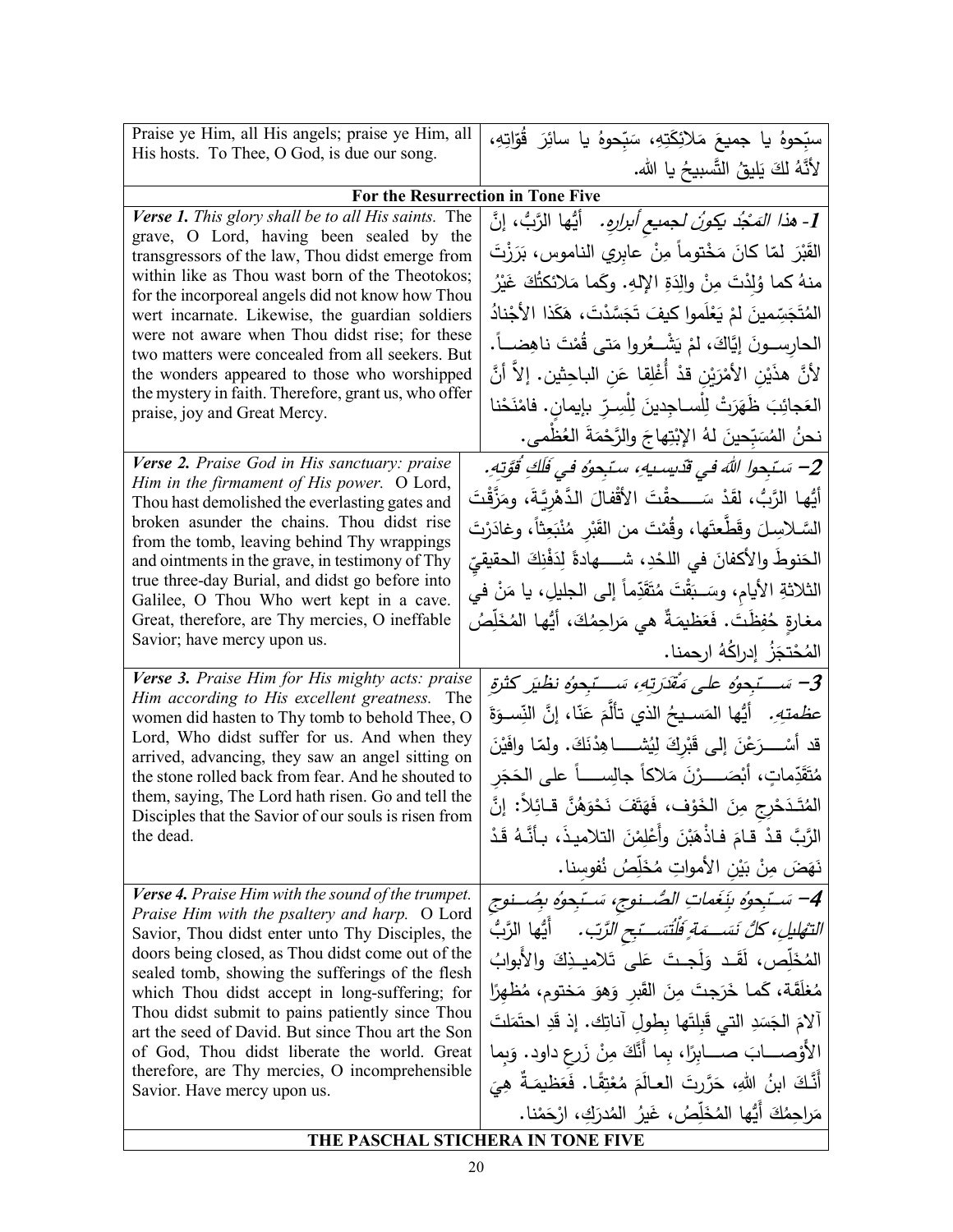| Praise ye Him, all His angels; praise ye Him, all His hosts. To Thee, O God, is due our song. | سبّحوهُ يا جميعَ مَلائِكَتِهِ، سَبّحوهُ يا سائِرَ قُوّاتِهِ، لأنَّهُ لكَ يَليقُ التَّسبيحُ يا الله. |
|---|---|
| **For the Resurrection in Tone Five** | |
| ***Verse 1.*** *This glory shall be to all His saints.* The grave, O Lord, having been sealed by the transgressors of the law, Thou didst emerge from within like as Thou wast born of the Theotokos; for the incorporeal angels did not know how Thou wert incarnate. Likewise, the guardian soldiers were not aware when Thou didst rise; for these two matters were concealed from all seekers. But the wonders appeared to those who worshipped the mystery in faith. Therefore, grant us, who offer praise, joy and Great Mercy. | ***1-*** *هذا المَجْدُ يكونُ لجميعِ أبرارِهِ.* أيُّها الرَّبُّ، إنَّ القَبْرَ لمّا كانَ مَخْتوماً مِنْ عابِري الناموس، بَرَزْتَ منهُ كما وُلِدْتَ مِنْ والِدَةِ الإلهِ. وكَما مَلائكَتُكَ غَيْرُ المُتَجَسّمينَ لمْ يَعْلَموا كيفَ تَجَسَّدْتَ، هَكَذا الأَجْنادُ الحارِسـونَ إيّاكَ، لمْ يَشْـعُروا مَتى قُمْتَ ناهِضـاً. لأنَّ هذَيْنِ الأمْرَيْنِ قدْ أُغْلِقا عَنِ الباحِثِين. إلاَّ أنَّ العَجائِبَ ظَهَرَتْ لِلْساجِدينَ لِلْسِرِّ بإيمانٍ. فامْنَحْنا نحنُ المُسَبِّحينَ لهُ الابْتِهاجَ والرَّحْمَةَ العُظْمى. |
| ***Verse 2.*** *Praise God in His sanctuary: praise Him in the firmament of His power.* O Lord, Thou hast demolished the everlasting gates and broken asunder the chains. Thou didst rise from the tomb, leaving behind Thy wrappings and ointments in the grave, in testimony of Thy true three-day Burial, and didst go before into Galilee, O Thou Who wert kept in a cave. Great, therefore, are Thy mercies, O ineffable Savior; have mercy upon us. | ***2-*** *سَبِّحوا اللهَ في قدِّيسيهِ، سبِّحوهُ في فَلَكِ قُوَّتِهِ.* أيُّها الرَّبُّ، لقَدْ سَــحقْتَ الأَقْفالَ الدَّهْرِيَّةَ، ومَزَّقْتَ السَّلاسِلَ وقَطَّعتَها، وقُمْتَ من القَبْرِ مُنْبَعِثاً، وغادَرْتَ الحَنوطَ والأكفانَ في اللحْدِ، شــهادةً لِدَفْنِكَ الحقيقيِّ الثلاثةِ الأيامِ، وسَـبَقْتَ مُتَقَدِّماً إلى الجليلِ، يا مَنْ في مغارةٍ حُفِظْتَ. فَعَظيمَةٌ هي مَراحِمُكَ، أيُّها المُخَلِّصُ المُحْتَجَزُ إدراكُهُ ارحمنا. |
| ***Verse 3.*** *Praise Him for His mighty acts: praise Him according to His excellent greatness.* The women did hasten to Thy tomb to behold Thee, O Lord, Who didst suffer for us. And when they arrived, advancing, they saw an angel sitting on the stone rolled back from fear. And he shouted to them, saying, The Lord hath risen. Go and tell the Disciples that the Savior of our souls is risen from the dead. | ***3-*** *سَـبِّحوهُ على مَقْدَرَتِهِ، سَـبِّحوهُ نظيرَ كثرةِ عظمتِهِ.* أيُّها المَسيحُ الذي تألَّمَ عَنّا، إنَّ النِّسوَةَ قد أسْـرَعْنَ إلى قَبْرِكَ لِيُشـاهِدْنَكَ. ولمّا وافَيْنَ مُتَقَدِّماتٍ، أبْصَـرْنَ مَلاكاً جالِسـاً على الحَجَرِ المُتَدَحْرِجِ مِنَ الخَوْفِ، فَهَتَفَ نَحْوَهُنَّ قـائِلاً: إنَّ الرَّبَّ قدْ قـامَ فاذْهَبْنَ وأَعْلِمْنَ التلاميذَ، بـأنَّـهُ قَدْ نَهَضَ مِنْ بَيْنِ الأمواتِ مُخَلِّصُ نُفوسِنا. |
| ***Verse 4.*** *Praise Him with the sound of the trumpet. Praise Him with the psaltery and harp.* O Lord Savior, Thou didst enter unto Thy Disciples, the doors being closed, as Thou didst come out of the sealed tomb, showing the sufferings of the flesh which Thou didst accept in long-suffering; for Thou didst submit to pains patiently since Thou art the seed of David. But since Thou art the Son of God, Thou didst liberate the world. Great therefore, are Thy mercies, O incomprehensible Savior. Have mercy upon us. | ***4-*** *سَبِّحوهُ بِنَغَماتِ الصُّنوجِ، سَبِّحوهُ بِصُنوجِ التَّهليلِ، كلُّ نَسَمَةٍ فَلْتُسَبِّحِ الرَّبَّ.* أيُّها الرَّبُّ المُخَلِّص، لَقَد وَلَجتَ عَلى تَلاميذِكَ والأَبوابُ مُغلَقَة، كَما خَرَجتَ مِنَ القَبرِ وَهوَ مَختوم، مُظهِرًا آلامَ الجَسَدِ التي قَبِلتَها بِطولِ آناتِك. إذ قَدِ احتَمَلتَ الأَوْصـابَ صـابِرًا، بِما أَنَّكَ مِنْ زَرعِ داود. وَبِما أَنَّكَ ابنُ اللهِ، حَرَّرتَ العالَمَ مُعْتِقًا. فَعَظيمَةٌ هِيَ مَراحِمُكَ أَيُّها المُخَلِّصُ، غَيرُ المُدرَكِ، ارْحَمْنا. |
| **THE PASCHAL STICHERA IN TONE FIVE** | |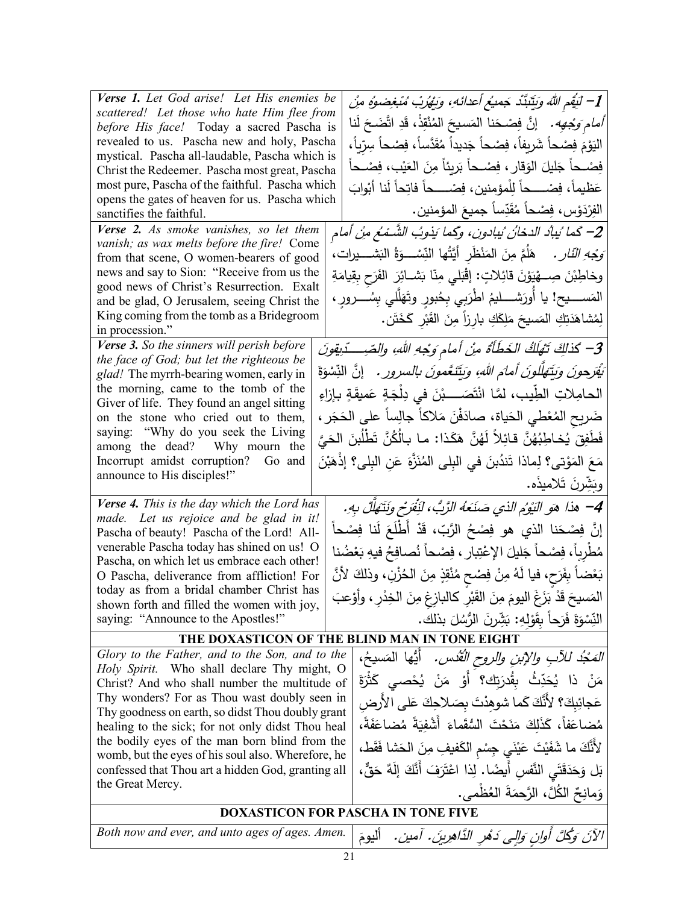| | |
|---|---|
| ***Verse 1.*** *Let God arise! Let His enemies be scattered! Let those who hate Him flee from before His face!* Today a sacred Pascha is revealed to us. Pascha new and holy, Pascha mystical. Pascha all-laudable, Pascha which is Christ the Redeemer. Pascha most great, Pascha most pure, Pascha of the faithful. Pascha which opens the gates of heaven for us. Pascha which sanctifies the faithful. | *1– لِيَقُمِ اللهُ وَيَتَبَدَّدْ جَميعُ أعدائِه، وَيَهْرُبْ مُبْغِضوهُ مِنْ أمامِ وَجْهِه.* إنَّ فِصْحَنا المَسيحَ المُنْقِذْ، قَدِ اتَّضَحَ لَنا اليَوْمَ فِصْحاً شَريفاً، فِصْحاً جَديداً مُقَدَّساً، فِصْحاً سِرِّياً، فِصْحاً جَليلَ الوَقار، فِصْحاً بَريئاً مِنَ العَيْب، فِصْحاً عَظيماً، فِصْحاً لِلْمؤمنين، فِصْحاً فاتِحاً لَنا أبْوابَ الفِرْدَوْس، فِصْحاً مُقَدِّساً جميعَ المؤمنين. |
| ***Verse 2.*** *As smoke vanishes, so let them vanish; as wax melts before the fire!* Come from that scene, O women-bearers of good news and say to Sion: "Receive from us the good news of Christ's Resurrection. Exalt and be glad, O Jerusalem, seeing Christ the King coming from the tomb as a Bridegroom in procession." | *2– كَما يُبادُ الدخانُ يُبادون، وكَما يَذوبُ الشَّمْعُ مِنْ أمامِ وَجْهِ النّار.* هَلُمَّ مِنَ المَنْظَرِ أيَّتُها النِّسْوَةُ البَشيرات، وخاطِبْنَ صِهْيَوْنَ قائِلاتٍ: إقْبَلي مِنّا بَشائِرَ الفَرَحِ بِقِيامَةِ المَسيح! يا أُورَشليمُ اطْرَبي بِحُبورٍ وتَهَلَّلي بِسُرورٍ، لِمُشاهَدَتِكِ المَسيحَ مَلِكَكِ بارِزاً مِنَ القَبْرِ كَخَتَن. |
| ***Verse 3.*** *So the sinners will perish before the face of God; but let the righteous be glad!* The myrrh-bearing women, early in the morning, came to the tomb of the Giver of life. They found an angel sitting on the stone who cried out to them, saying: "Why do you seek the Living among the dead? Why mourn the Incorrupt amidst corruption? Go and announce to His disciples!" | *3– كذلِكَ تَهْلَكُ الخَطَأَةُ مِنْ أمامِ وَجْهِ اللهِ، والصِّدّيقونَ يَفْرَحونَ وَيَتَهَلَّلونَ أمامَ اللهِ، وَيَتَنَعَّمونَ بالسرور.* إنَّ النِّسْوَةَ الحامِلاتِ الطِّيب، لمَّا انْتَصَبْنَ في دِلْجَةٍ عَميقَةٍ بإزاءِ ضَريحِ المُعْطي الحَياة، صادَفْنَ مَلاكاً جالِساً على الحَجَر، فَطَفِقَ يُخاطِبُهُنَّ قائِلاً لَهُنَّ هَكَذا: ما بالُكُنَّ تَطْلُبنَ الحَيَّ مَعَ المَوْتى؟ لِماذا تَندُبنَ في البِلى المُنَزَّهَ عَنِ البِلى؟ إذْهَبْنَ وبَشِّرنَ تَلاميذَه. |
| ***Verse 4.*** *This is the day which the Lord has made. Let us rejoice and be glad in it!* Pascha of beauty! Pascha of the Lord! All-venerable Pascha today has shined on us! O Pascha, on which let us embrace each other! O Pascha, deliverance from affliction! For today as from a bridal chamber Christ has shown forth and filled the women with joy, saying: "Announce to the Apostles!" | *4– هذا هوَ اليَوْمُ الذي صَنَعَهُ الرَّبُّ، لِنَفْرَحْ وَنَتَهَلَّلْ بِهِ.* إنَّ فِصْحَنا الذي هو فِصْحُ الرَّبّ، قَدْ أَطْلَعَ لَنا فِصْحاً مُطْرِباً، فِصْحاً جَليلَ الإعْتِبار، فِصْحاً نُصافِحُ فيهِ بَعْضُنا بَعْضاً بِفَرَح، فيا لَهُ مِنْ فِصْحٍ مُنْقِذٍ مِنَ الحُزْن، وذلكَ لأنَّ المَسيحَ قَدْ بَزَغَ اليومَ مِنَ القَبْرِ كالبازِغِ مِنَ الخِدْر، وأوْعَبَ النِّسْوَةَ فَرَحاً بِقَوْلِهِ: بَشِّرنَ الرُّسُلَ بذلك. |

**THE DOXASTICON OF THE BLIND MAN IN TONE EIGHT**

| | |
|---|---|
| *Glory to the Father, and to the Son, and to the Holy Spirit.* Who shall declare Thy might, O Christ? And who shall number the multitude of Thy wonders? For as Thou wast doubly seen in Thy goodness on earth, so didst Thou doubly grant healing to the sick; for not only didst Thou heal the bodily eyes of the man born blind from the womb, but the eyes of his soul also. Wherefore, he confessed that Thou art a hidden God, granting all the Great Mercy. | *المَجْدُ للآبِ والإبنِ والروحِ القُدُس.* أيُّها المَسيحُ، مَنْ ذا يُحَدِّثُ بِقُدرَتِك؟ أَوْ مَنْ يُحْصي كَثْرَةَ عَجائِبِكَ؟ لأَنَّكَ كَما شوهِدْتَ بِصَلاحِكَ عَلى الأَرضِ مُضاعفاً، كَذَلِكَ مَنَحْتَ السُّقَماءَ أَشْفِيَةً مُضاعَفَةً، لأَنَّكَ ما شَفَيْتَ عَيْنَي جِسْمِ الكَفيفِ مِنَ الحَشا فَقَط، بَل وَحَدَقَتَي النَّفسِ أَيضًا. لِذا اعْتَرَفَ أَنَّكَ إِلَهٌ حَقٌّ، وَمانِحٌ الكُلَّ، الرَّحمَةَ العُظْمى. |

**DOXASTICON FOR PASCHA IN TONE FIVE**

| | |
|---|---|
| *Both now and ever, and unto ages of ages. Amen.* | *الآنَ وَكُلَّ أوانٍ وَإلى دَهْرِ الدَّاهِرينَ. آمين.* أليومَ |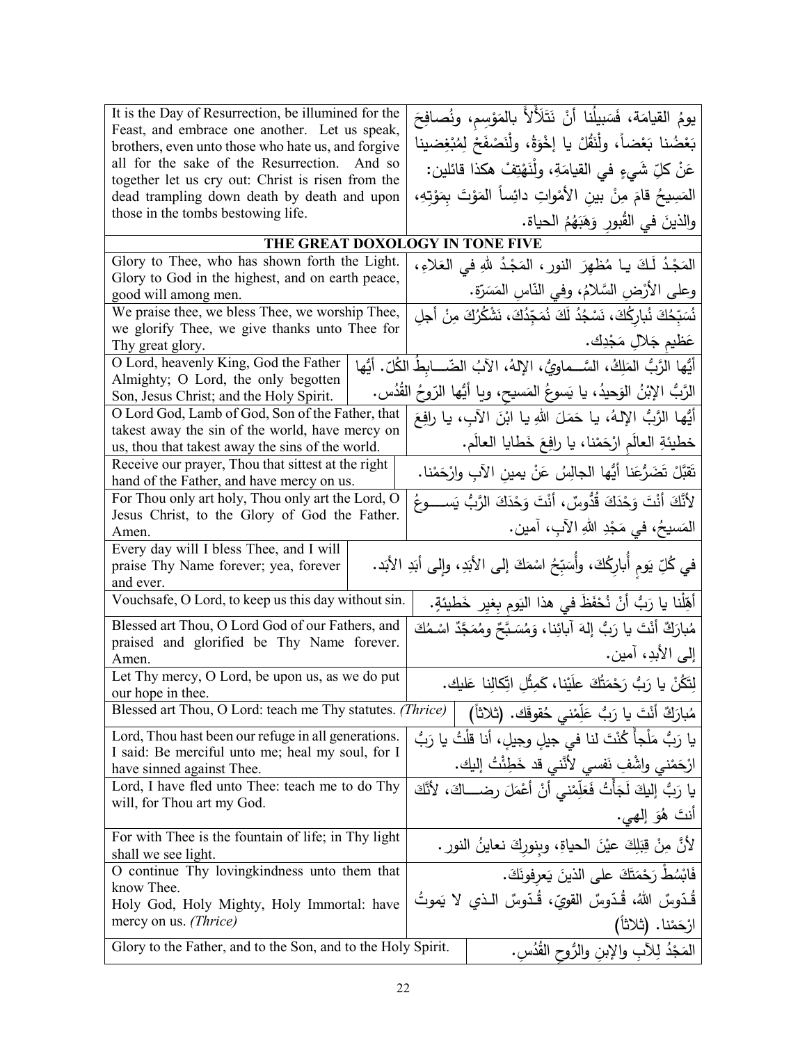| English | Arabic |
|---|---|
| It is the Day of Resurrection, be illumined for the Feast, and embrace one another. Let us speak, brothers, even unto those who hate us, and forgive all for the sake of the Resurrection. And so together let us cry out: Christ is risen from the dead trampling down death by death and upon those in the tombs bestowing life. | يومُ القيامَة، فَسَبيلُنا أنْ نَتَلَألأَ بالمَوْسِمِ، ونُصافِحَ بَعْضُنا بَعْضاً، ولْنَقُلْ يا إخْوَةُ، ولْنَصْفَحْ لِمُبْغِضينا عَنْ كلِّ شَيءٍ في القيامَةِ، ولْنَهْتِفْ هكذا قائلين: المَسيحُ قامَ مِنْ بينِ الأمْواتِ دائِساً المَوْتَ بِمَوْتِهِ، والذينَ في القُبورِ وَهَبَهُمُ الحياة. |
| **THE GREAT DOXOLOGY IN TONE FIVE** | |
| Glory to Thee, who has shown forth the Light. Glory to God in the highest, and on earth peace, good will among men. | المَجْدُ لَكَ يا مُظهِرَ النور، المَجْدُ للهِ في العَلاءِ، وعلى الأرْضِ السَّلامُ، وفي النّاسِ المَسَرّة. |
| We praise thee, we bless Thee, we worship Thee, we glorify Thee, we give thanks unto Thee for Thy great glory. | نُسَبِّحُكَ نُبارِكُكَ، نَسْجُدُ لَكَ نُمَجِّدُكَ، نَشْكُرُكَ مِنْ أجلِ عَظيمِ جَلالِ مَجْدِك. |
| O Lord, heavenly King, God the Father Almighty; O Lord, the only begotten Son, Jesus Christ; and the Holy Spirit. | أيُّها الرَّبُّ المَلِكُ، السَّماويُّ، الإلهُ، الآبُ الضّابطُ الكُلّ. أيُّها الرَّبُّ الإبْنُ الوَحيدُ، يا يَسوعُ المَسيح، ويا أيُّها الرّوحُ القُدُس. |
| O Lord God, Lamb of God, Son of the Father, that takest away the sin of the world, have mercy on us, thou that takest away the sins of the world. | أيُّها الرَّبُّ الإلهُ، يا حَمَلَ اللهِ يا ابْنَ الآبِ، يا رافِعَ خطيئةِ العالَمِ ارْحَمْنا، يا رافِعَ خَطايا العالَم. |
| Receive our prayer, Thou that sittest at the right hand of the Father, and have mercy on us. | تَقَبَّلْ تَضَرُّعَنا أيُّها الجالِسُ عَنْ يمينِ الآبِ وارْحَمْنا. |
| For Thou only art holy, Thou only art the Lord, O Jesus Christ, to the Glory of God the Father. Amen. | لأنَّكَ أنْتَ وَحْدَكَ قُدُّوسٌ، أنْتَ وَحْدَكَ الرَّبُّ يَسوعُ المَسيحُ، في مَجْدِ اللهِ الآبِ، آمين. |
| Every day will I bless Thee, and I will praise Thy Name forever; yea, forever and ever. | في كُلِّ يَومٍ أُبارِكُكَ، وأُسَبِّحُ اسْمَكَ إلى الأبَدِ، وإلى أبَدِ الأبَد. |
| Vouchsafe, O Lord, to keep us this day without sin. | أهِّلْنا يا رَبُّ أنْ نُحْفَظَ في هذا اليَومِ بغيرِ خَطيئةٍ. |
| Blessed art Thou, O Lord God of our Fathers, and praised and glorified be Thy Name forever. Amen. | مُبارَكٌ أنْتَ يا رَبُّ إلهَ آبائِنا، وَمُسَبَّحٌ ومُمَجَّدٌ اسْمُكَ إلى الأبدِ، آمين. |
| Let Thy mercy, O Lord, be upon us, as we do put our hope in thee. | لِتَكُنْ يا رَبُّ رَحْمَتُكَ علَيْنا، كَمِثْلِ اتِّكالِنا عَليك. |
| Blessed art Thou, O Lord: teach me Thy statutes. *(Thrice)* | مُبارَكٌ أنْتَ يا رَبُّ عَلِّمْني حُقوقَك. (ثلاثاً) |
| Lord, Thou hast been our refuge in all generations. I said: Be merciful unto me; heal my soul, for I have sinned against Thee. | يا رَبُّ مَلْجأً كُنْتَ لنا في جيلٍ وجيلٍ، أنا قلْتُ يا رَبُّ ارْحَمْني واشْفِ نَفسي لأنَّني قد خَطِئْتُ إليك. |
| Lord, I have fled unto Thee: teach me to do Thy will, for Thou art my God. | يا رَبُّ إليكَ لَجَأْتُ فَعَلِّمْني أنْ أعْمَلَ رضاكَ، لأنَّكَ أنتَ هُوَ إلهي. |
| For with Thee is the fountain of life; in Thy light shall we see light. | لأنَّ مِنْ قِبَلِكَ عيْنَ الحياةِ، وبنورِكَ نعاينُ النور. |
| O continue Thy lovingkindness unto them that know Thee.<br>Holy God, Holy Mighty, Holy Immortal: have mercy on us. *(Thrice)* | فَابْسُطْ رَحْمَتَكَ على الذينَ يَعرِفونَكَ.<br>قُدّوسٌ اللهُ، قُدّوسٌ القويّ، قُدّوسٌ الذي لا يَموتُ ارْحَمْنا. (ثلاثاً) |
| Glory to the Father, and to the Son, and to the Holy Spirit. | المَجْدُ لِلآبِ والإبنِ والرُّوحِ القُدُسِ. |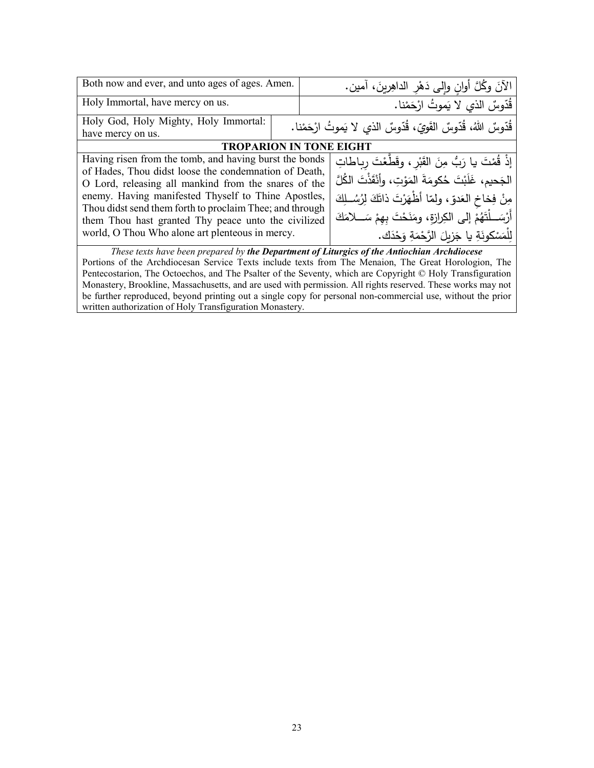| | |
|---|---|
| Both now and ever, and unto ages of ages. Amen. | الآنَ وكُلَّ أوانٍ وإلى دَهْرِ الداهِرينَ، آمين. |
| Holy Immortal, have mercy on us. | قُدّوسٌ الذي لا يَموتُ ارْحَمْنا. |
| Holy God, Holy Mighty, Holy Immortal: have mercy on us. | قُدّوسٌ اللهُ، قُدّوسٌ القَويّ، قُدّوسٌ الذي لا يَموتُ ارْحَمْنا. |
| **TROPARION IN TONE EIGHT** | |
| Having risen from the tomb, and having burst the bonds of Hades, Thou didst loose the condemnation of Death, O Lord, releasing all mankind from the snares of the enemy. Having manifested Thyself to Thine Apostles, Thou didst send them forth to proclaim Thee; and through them Thou hast granted Thy peace unto the civilized world, O Thou Who alone art plenteous in mercy. | إذْ قُمْتَ يا رَبُّ مِنَ القَبْرِ، وقَطَّعْتَ رِباطاتِ الجَحيم، غَلَبْتَ حُكومَةَ المَوْتِ، وأنْقَذْتَ الكُلَّ مِنْ فِخاخِ العَدوّ، ولمّا أظْهَرْتَ ذاتَكَ لِرُسُلِكَ أرْسَلْتَهُمْ إلى الكِرازةِ، ومَنَحْتَ بِهِمْ سَلامَكَ لِلْمَسْكونَةِ يا جَزيلَ الرَّحْمَةِ وَحْدَك. |

*These texts have been prepared by* ***the Department of Liturgics of the Antiochian Archdiocese***

Portions of the Archdiocesan Service Texts include texts from The Menaion, The Great Horologion, The Pentecostarion, The Octoechos, and The Psalter of the Seventy, which are Copyright © Holy Transfiguration Monastery, Brookline, Massachusetts, and are used with permission. All rights reserved. These works may not be further reproduced, beyond printing out a single copy for personal non-commercial use, without the prior written authorization of Holy Transfiguration Monastery.